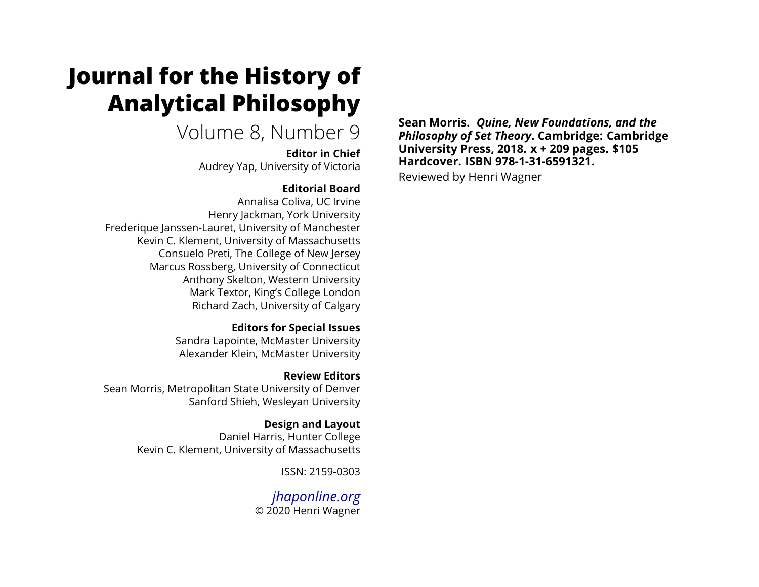# Journal for the History of Analytical Philosophy

Volume 8, Number 9

**Editor in Chief**
Audrey Yap, University of Victoria

**Editorial Board**
Annalisa Coliva, UC Irvine
Henry Jackman, York University
Frederique Janssen-Lauret, University of Manchester
Kevin C. Klement, University of Massachusetts
Consuelo Preti, The College of New Jersey
Marcus Rossberg, University of Connecticut
Anthony Skelton, Western University
Mark Textor, King's College London
Richard Zach, University of Calgary

**Editors for Special Issues**
Sandra Lapointe, McMaster University
Alexander Klein, McMaster University

**Review Editors**
Sean Morris, Metropolitan State University of Denver
Sanford Shieh, Wesleyan University

**Design and Layout**
Daniel Harris, Hunter College
Kevin C. Klement, University of Massachusetts

ISSN: 2159-0303

*jhaponline.org*
© 2020 Henri Wagner

**Sean Morris. *Quine, New Foundations, and the Philosophy of Set Theory*. Cambridge: Cambridge University Press, 2018. x + 209 pages. $105 Hardcover. ISBN 978-1-31-6591321.**

Reviewed by Henri Wagner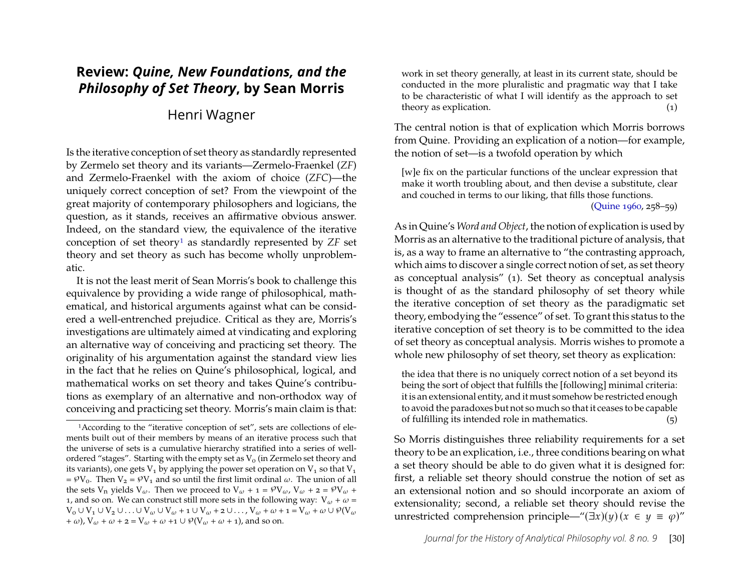# Review: *Quine, New Foundations, and the Philosophy of Set Theory*, by Sean Morris

Henri Wagner

Is the iterative conception of set theory as standardly represented by Zermelo set theory and its variants—Zermelo-Fraenkel (*ZF*) and Zermelo-Fraenkel with the axiom of choice (*ZFC*)—the uniquely correct conception of set? From the viewpoint of the great majority of contemporary philosophers and logicians, the question, as it stands, receives an affirmative obvious answer. Indeed, on the standard view, the equivalence of the iterative conception of set theory[1] as standardly represented by *ZF* set theory and set theory as such has become wholly unproblematic.

It is not the least merit of Sean Morris's book to challenge this equivalence by providing a wide range of philosophical, mathematical, and historical arguments against what can be considered a well-entrenched prejudice. Critical as they are, Morris's investigations are ultimately aimed at vindicating and exploring an alternative way of conceiving and practicing set theory. The originality of his argumentation against the standard view lies in the fact that he relies on Quine's philosophical, logical, and mathematical works on set theory and takes Quine's contributions as exemplary of an alternative and non-orthodox way of conceiving and practicing set theory. Morris's main claim is that:

> work in set theory generally, at least in its current state, should be conducted in the more pluralistic and pragmatic way that I take to be characteristic of what I will identify as the approach to set theory as explication. (1)

The central notion is that of explication which Morris borrows from Quine. Providing an explication of a notion—for example, the notion of set—is a twofold operation by which

> [w]e fix on the particular functions of the unclear expression that make it worth troubling about, and then devise a substitute, clear and couched in terms to our liking, that fills those functions. (Quine 1960, 258–59)

As in Quine's *Word and Object*, the notion of explication is used by Morris as an alternative to the traditional picture of analysis, that is, as a way to frame an alternative to "the contrasting approach, which aims to discover a single correct notion of set, as set theory as conceptual analysis" (1). Set theory as conceptual analysis is thought of as the standard philosophy of set theory while the iterative conception of set theory as the paradigmatic set theory, embodying the "essence" of set. To grant this status to the iterative conception of set theory is to be committed to the idea of set theory as conceptual analysis. Morris wishes to promote a whole new philosophy of set theory, set theory as explication:

> the idea that there is no uniquely correct notion of a set beyond its being the sort of object that fulfills the [following] minimal criteria: it is an extensional entity, and it must somehow be restricted enough to avoid the paradoxes but not so much so that it ceases to be capable of fulfilling its intended role in mathematics. (5)

So Morris distinguishes three reliability requirements for a set theory to be an explication, i.e., three conditions bearing on what a set theory should be able to do given what it is designed for: first, a reliable set theory should construe the notion of set as an extensional notion and so should incorporate an axiom of extensionality; second, a reliable set theory should revise the unrestricted comprehension principle—"$(\exists x)(y)(x \in y \equiv \varphi)$"

[1] According to the "iterative conception of set", sets are collections of elements built out of their members by means of an iterative process such that the universe of sets is a cumulative hierarchy stratified into a series of well-ordered "stages". Starting with the empty set as $V_0$ (in Zermelo set theory and its variants), one gets $V_1$ by applying the power set operation on $V_1$ so that $V_1 = \wp V_0$. Then $V_2 = \wp V_1$ and so until the first limit ordinal $\omega$. The union of all the sets $V_n$ yields $V_\omega$. Then we proceed to $V_\omega + 1 = \wp V_\omega$, $V_\omega + 2 = \wp V_\omega + 1$, and so on. We can construct still more sets in the following way: $V_\omega + \omega = V_0 \cup V_1 \cup V_2 \cup \ldots \cup V_\omega \cup V_\omega + 1 \cup V_\omega + 2 \cup \ldots$, $V_\omega + \omega + 1 = V_\omega + \omega \cup \wp(V_\omega + \omega)$, $V_\omega + \omega + 2 = V_\omega + \omega + 1 \cup \wp(V_\omega + \omega + 1)$, and so on.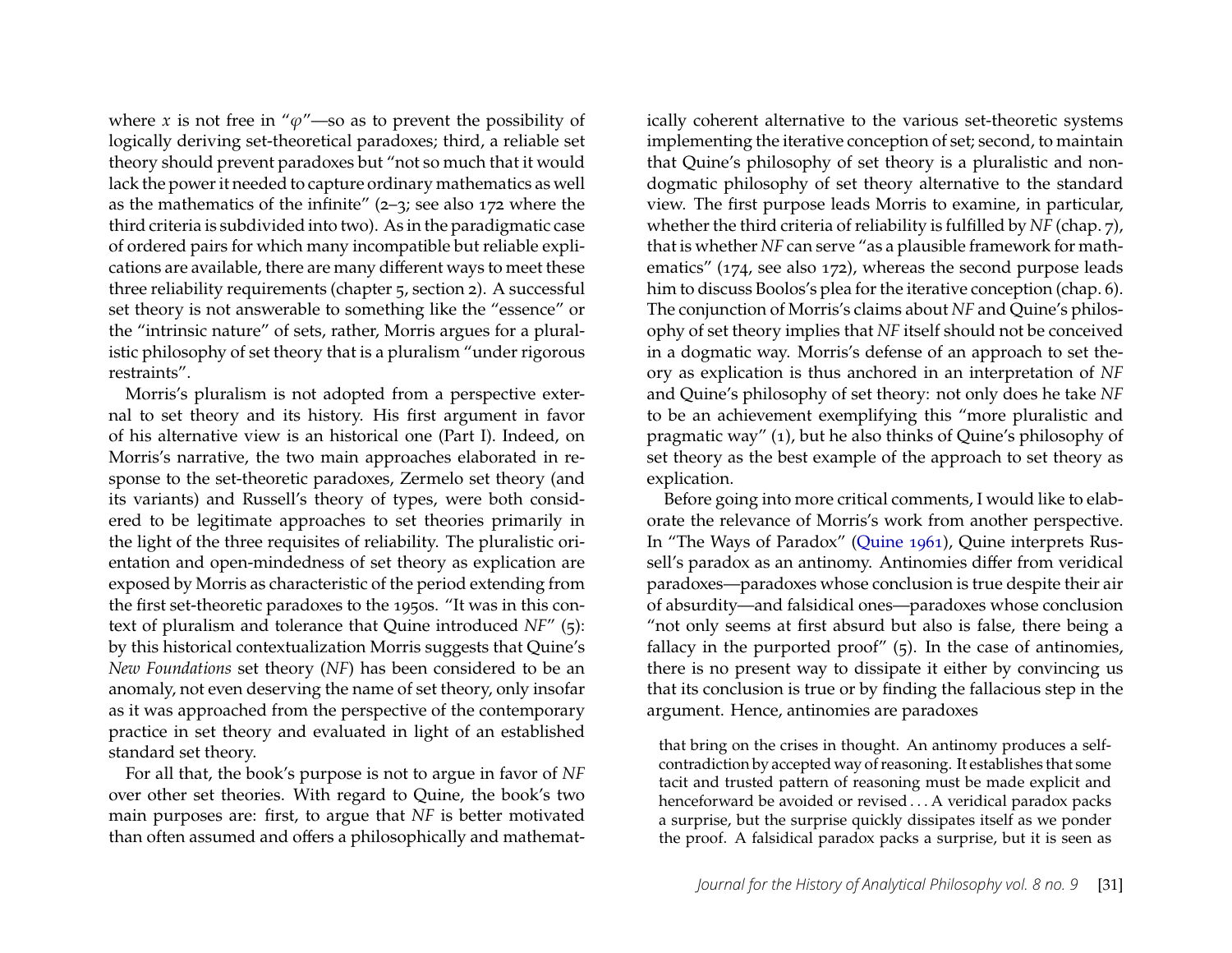where $x$ is not free in "$\varphi$"—so as to prevent the possibility of logically deriving set-theoretical paradoxes; third, a reliable set theory should prevent paradoxes but "not so much that it would lack the power it needed to capture ordinary mathematics as well as the mathematics of the infinite" (2–3; see also 172 where the third criteria is subdivided into two). As in the paradigmatic case of ordered pairs for which many incompatible but reliable explications are available, there are many different ways to meet these three reliability requirements (chapter 5, section 2). A successful set theory is not answerable to something like the "essence" or the "intrinsic nature" of sets, rather, Morris argues for a pluralistic philosophy of set theory that is a pluralism "under rigorous restraints".

Morris's pluralism is not adopted from a perspective external to set theory and its history. His first argument in favor of his alternative view is an historical one (Part I). Indeed, on Morris's narrative, the two main approaches elaborated in response to the set-theoretic paradoxes, Zermelo set theory (and its variants) and Russell's theory of types, were both considered to be legitimate approaches to set theories primarily in the light of the three requisites of reliability. The pluralistic orientation and open-mindedness of set theory as explication are exposed by Morris as characteristic of the period extending from the first set-theoretic paradoxes to the 1950s. "It was in this context of pluralism and tolerance that Quine introduced *NF*" (5): by this historical contextualization Morris suggests that Quine's *New Foundations* set theory (*NF*) has been considered to be an anomaly, not even deserving the name of set theory, only insofar as it was approached from the perspective of the contemporary practice in set theory and evaluated in light of an established standard set theory.

For all that, the book's purpose is not to argue in favor of *NF* over other set theories. With regard to Quine, the book's two main purposes are: first, to argue that *NF* is better motivated than often assumed and offers a philosophically and mathematically coherent alternative to the various set-theoretic systems implementing the iterative conception of set; second, to maintain that Quine's philosophy of set theory is a pluralistic and non-dogmatic philosophy of set theory alternative to the standard view. The first purpose leads Morris to examine, in particular, whether the third criteria of reliability is fulfilled by *NF* (chap. 7), that is whether *NF* can serve "as a plausible framework for mathematics" (174, see also 172), whereas the second purpose leads him to discuss Boolos's plea for the iterative conception (chap. 6). The conjunction of Morris's claims about *NF* and Quine's philosophy of set theory implies that *NF* itself should not be conceived in a dogmatic way. Morris's defense of an approach to set theory as explication is thus anchored in an interpretation of *NF* and Quine's philosophy of set theory: not only does he take *NF* to be an achievement exemplifying this "more pluralistic and pragmatic way" (1), but he also thinks of Quine's philosophy of set theory as the best example of the approach to set theory as explication.

Before going into more critical comments, I would like to elaborate the relevance of Morris's work from another perspective. In "The Ways of Paradox" (Quine 1961), Quine interprets Russell's paradox as an antinomy. Antinomies differ from veridical paradoxes—paradoxes whose conclusion is true despite their air of absurdity—and falsidical ones—paradoxes whose conclusion "not only seems at first absurd but also is false, there being a fallacy in the purported proof" (5). In the case of antinomies, there is no present way to dissipate it either by convincing us that its conclusion is true or by finding the fallacious step in the argument. Hence, antinomies are paradoxes

> that bring on the crises in thought. An antinomy produces a self-contradiction by accepted way of reasoning. It establishes that some tacit and trusted pattern of reasoning must be made explicit and henceforward be avoided or revised . . . A veridical paradox packs a surprise, but the surprise quickly dissipates itself as we ponder the proof. A falsidical paradox packs a surprise, but it is seen as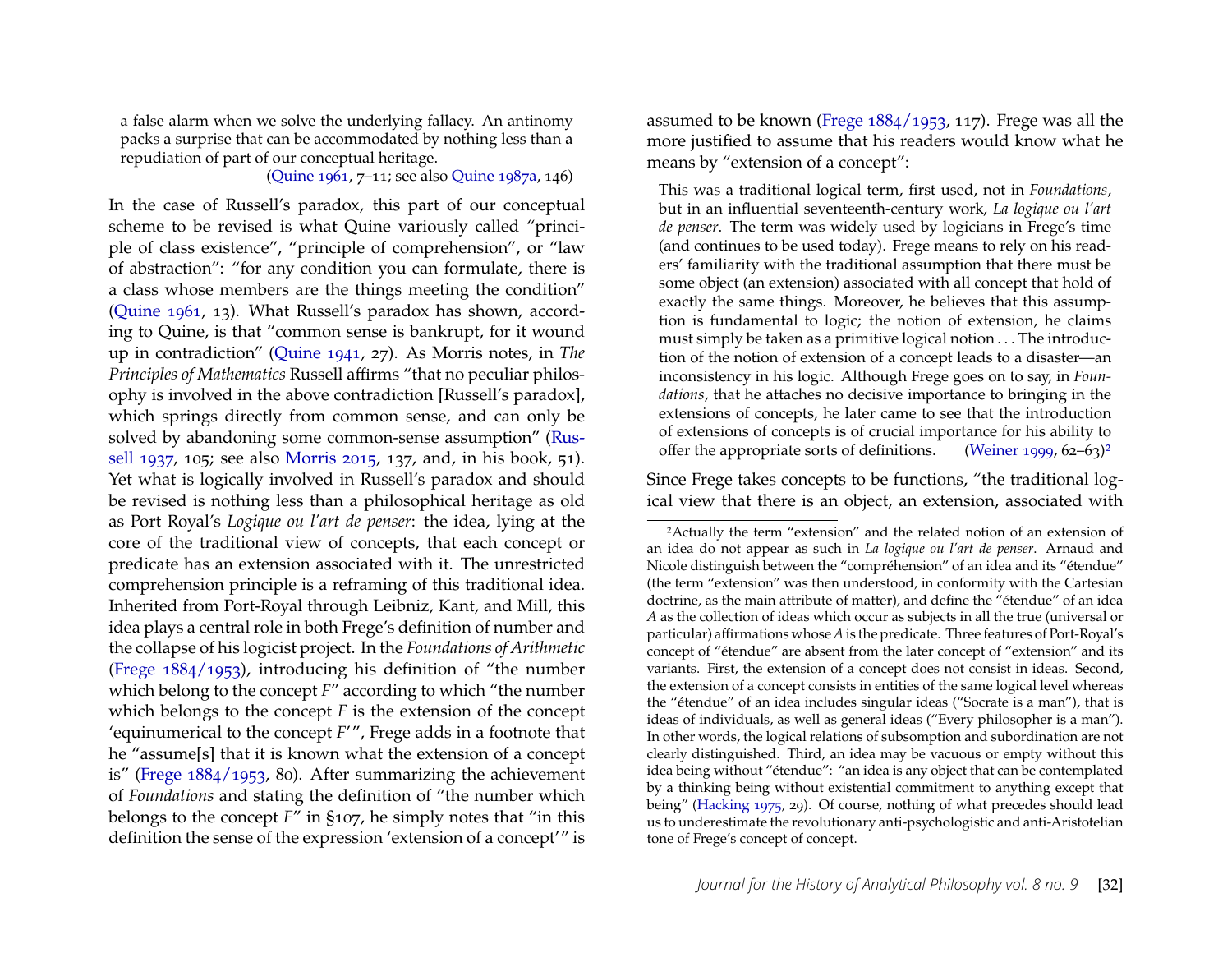a false alarm when we solve the underlying fallacy. An antinomy packs a surprise that can be accommodated by nothing less than a repudiation of part of our conceptual heritage.

(Quine 1961, 7–11; see also Quine 1987a, 146)

In the case of Russell's paradox, this part of our conceptual scheme to be revised is what Quine variously called "principle of class existence", "principle of comprehension", or "law of abstraction": "for any condition you can formulate, there is a class whose members are the things meeting the condition" (Quine 1961, 13). What Russell's paradox has shown, according to Quine, is that "common sense is bankrupt, for it wound up in contradiction" (Quine 1941, 27). As Morris notes, in *The Principles of Mathematics* Russell affirms "that no peculiar philosophy is involved in the above contradiction [Russell's paradox], which springs directly from common sense, and can only be solved by abandoning some common-sense assumption" (Russell 1937, 105; see also Morris 2015, 137, and, in his book, 51). Yet what is logically involved in Russell's paradox and should be revised is nothing less than a philosophical heritage as old as Port Royal's *Logique ou l'art de penser*: the idea, lying at the core of the traditional view of concepts, that each concept or predicate has an extension associated with it. The unrestricted comprehension principle is a reframing of this traditional idea. Inherited from Port-Royal through Leibniz, Kant, and Mill, this idea plays a central role in both Frege's definition of number and the collapse of his logicist project. In the *Foundations of Arithmetic* (Frege 1884/1953), introducing his definition of "the number which belong to the concept *F*" according to which "the number which belongs to the concept *F* is the extension of the concept 'equinumerical to the concept *F*'", Frege adds in a footnote that he "assume[s] that it is known what the extension of a concept is" (Frege 1884/1953, 80). After summarizing the achievement of *Foundations* and stating the definition of "the number which belongs to the concept *F*" in §107, he simply notes that "in this definition the sense of the expression 'extension of a concept'" is assumed to be known (Frege 1884/1953, 117). Frege was all the more justified to assume that his readers would know what he means by "extension of a concept":

> This was a traditional logical term, first used, not in *Foundations*, but in an influential seventeenth-century work, *La logique ou l'art de penser*. The term was widely used by logicians in Frege's time (and continues to be used today). Frege means to rely on his readers' familiarity with the traditional assumption that there must be some object (an extension) associated with all concept that hold of exactly the same things. Moreover, he believes that this assumption is fundamental to logic; the notion of extension, he claims must simply be taken as a primitive logical notion . . . The introduction of the notion of extension of a concept leads to a disaster—an inconsistency in his logic. Although Frege goes on to say, in *Foundations*, that he attaches no decisive importance to bringing in the extensions of concepts, he later came to see that the introduction of extensions of concepts is of crucial importance for his ability to offer the appropriate sorts of definitions. (Weiner 1999, 62–63)[2]

Since Frege takes concepts to be functions, "the traditional logical view that there is an object, an extension, associated with

[2]Actually the term "extension" and the related notion of an extension of an idea do not appear as such in *La logique ou l'art de penser*. Arnaud and Nicole distinguish between the "compréhension" of an idea and its "étendue" (the term "extension" was then understood, in conformity with the Cartesian doctrine, as the main attribute of matter), and define the "étendue" of an idea *A* as the collection of ideas which occur as subjects in all the true (universal or particular) affirmations whose *A* is the predicate. Three features of Port-Royal's concept of "étendue" are absent from the later concept of "extension" and its variants. First, the extension of a concept does not consist in ideas. Second, the extension of a concept consists in entities of the same logical level whereas the "étendue" of an idea includes singular ideas ("Socrate is a man"), that is ideas of individuals, as well as general ideas ("Every philosopher is a man"). In other words, the logical relations of subsomption and subordination are not clearly distinguished. Third, an idea may be vacuous or empty without this idea being without "étendue": "an idea is any object that can be contemplated by a thinking being without existential commitment to anything except that being" (Hacking 1975, 29). Of course, nothing of what precedes should lead us to underestimate the revolutionary anti-psychologistic and anti-Aristotelian tone of Frege's concept of concept.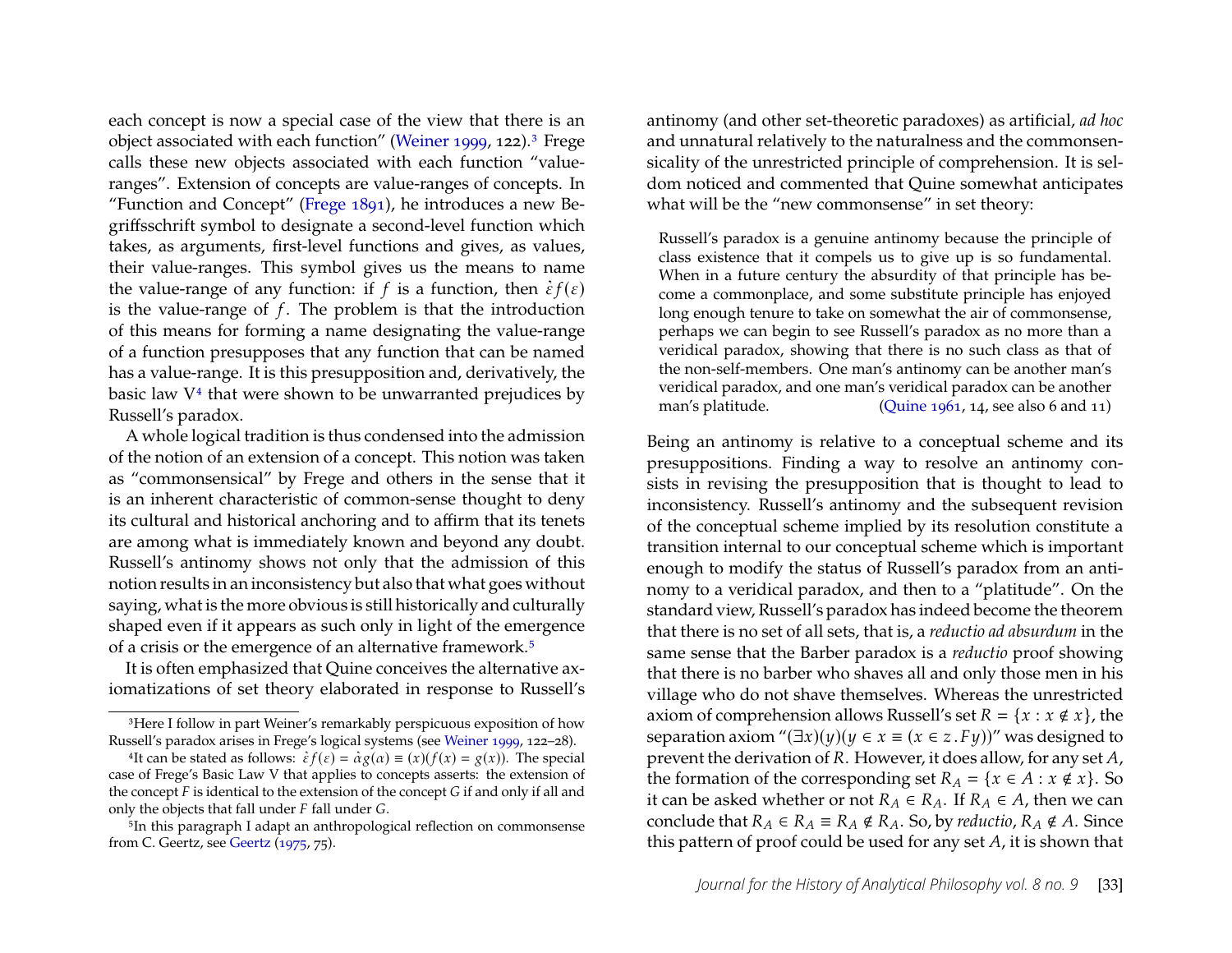each concept is now a special case of the view that there is an object associated with each function" (Weiner 1999, 122).[3] Frege calls these new objects associated with each function "value-ranges". Extension of concepts are value-ranges of concepts. In "Function and Concept" (Frege 1891), he introduces a new Begriffsschrift symbol to designate a second-level function which takes, as arguments, first-level functions and gives, as values, their value-ranges. This symbol gives us the means to name the value-range of any function: if $f$ is a function, then $\dot{\varepsilon} f(\varepsilon)$ is the value-range of $f$. The problem is that the introduction of this means for forming a name designating the value-range of a function presupposes that any function that can be named has a value-range. It is this presupposition and, derivatively, the basic law V[4] that were shown to be unwarranted prejudices by Russell's paradox.

A whole logical tradition is thus condensed into the admission of the notion of an extension of a concept. This notion was taken as "commonsensical" by Frege and others in the sense that it is an inherent characteristic of common-sense thought to deny its cultural and historical anchoring and to affirm that its tenets are among what is immediately known and beyond any doubt. Russell's antinomy shows not only that the admission of this notion results in an inconsistency but also that what goes without saying, what is the more obvious is still historically and culturally shaped even if it appears as such only in light of the emergence of a crisis or the emergence of an alternative framework.[5]

It is often emphasized that Quine conceives the alternative axiomatizations of set theory elaborated in response to Russell's antinomy (and other set-theoretic paradoxes) as artificial, *ad hoc* and unnatural relatively to the naturalness and the commonsensicality of the unrestricted principle of comprehension. It is seldom noticed and commented that Quine somewhat anticipates what will be the "new commonsense" in set theory:

> Russell's paradox is a genuine antinomy because the principle of class existence that it compels us to give up is so fundamental. When in a future century the absurdity of that principle has become a commonplace, and some substitute principle has enjoyed long enough tenure to take on somewhat the air of commonsense, perhaps we can begin to see Russell's paradox as no more than a veridical paradox, showing that there is no such class as that of the non-self-members. One man's antinomy can be another man's veridical paradox, and one man's veridical paradox can be another man's platitude. (Quine 1961, 14, see also 6 and 11)

Being an antinomy is relative to a conceptual scheme and its presuppositions. Finding a way to resolve an antinomy consists in revising the presupposition that is thought to lead to inconsistency. Russell's antinomy and the subsequent revision of the conceptual scheme implied by its resolution constitute a transition internal to our conceptual scheme which is important enough to modify the status of Russell's paradox from an antinomy to a veridical paradox, and then to a "platitude". On the standard view, Russell's paradox has indeed become the theorem that there is no set of all sets, that is, a *reductio ad absurdum* in the same sense that the Barber paradox is a *reductio* proof showing that there is no barber who shaves all and only those men in his village who do not shave themselves. Whereas the unrestricted axiom of comprehension allows Russell's set $R = \{x : x \notin x\}$, the separation axiom "$(\exists x)(y)(y \in x \equiv (x \in z \,.\, Fy))$" was designed to prevent the derivation of $R$. However, it does allow, for any set $A$, the formation of the corresponding set $R_A = \{x \in A : x \notin x\}$. So it can be asked whether or not $R_A \in R_A$. If $R_A \in A$, then we can conclude that $R_A \in R_A \equiv R_A \notin R_A$. So, by *reductio*, $R_A \notin A$. Since this pattern of proof could be used for any set $A$, it is shown that

---

[3] Here I follow in part Weiner's remarkably perspicuous exposition of how Russell's paradox arises in Frege's logical systems (see Weiner 1999, 122–28).

[4] It can be stated as follows: $\dot{\varepsilon} f(\varepsilon) = \dot{\alpha} g(\alpha) \equiv (x)(f(x) = g(x))$. The special case of Frege's Basic Law V that applies to concepts asserts: the extension of the concept $F$ is identical to the extension of the concept $G$ if and only if all and only the objects that fall under $F$ fall under $G$.

[5] In this paragraph I adapt an anthropological reflection on commonsense from C. Geertz, see Geertz (1975, 75).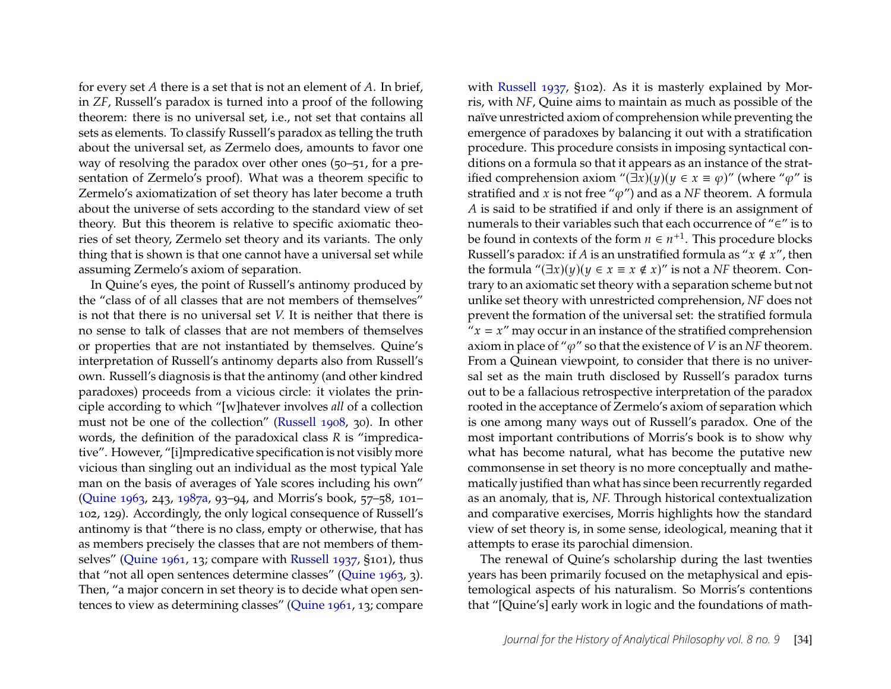for every set $A$ there is a set that is not an element of $A$. In brief, in *ZF*, Russell's paradox is turned into a proof of the following theorem: there is no universal set, i.e., not set that contains all sets as elements. To classify Russell's paradox as telling the truth about the universal set, as Zermelo does, amounts to favor one way of resolving the paradox over other ones (50–51, for a presentation of Zermelo's proof). What was a theorem specific to Zermelo's axiomatization of set theory has later become a truth about the universe of sets according to the standard view of set theory. But this theorem is relative to specific axiomatic theories of set theory, Zermelo set theory and its variants. The only thing that is shown is that one cannot have a universal set while assuming Zermelo's axiom of separation.

In Quine's eyes, the point of Russell's antinomy produced by the "class of of all classes that are not members of themselves" is not that there is no universal set *V*. It is neither that there is no sense to talk of classes that are not members of themselves or properties that are not instantiated by themselves. Quine's interpretation of Russell's antinomy departs also from Russell's own. Russell's diagnosis is that the antinomy (and other kindred paradoxes) proceeds from a vicious circle: it violates the principle according to which "[w]hatever involves *all* of a collection must not be one of the collection" (Russell 1908, 30). In other words, the definition of the paradoxical class $R$ is "impredicative". However, "[i]mpredicative specification is not visibly more vicious than singling out an individual as the most typical Yale man on the basis of averages of Yale scores including his own" (Quine 1963, 243, 1987a, 93–94, and Morris's book, 57–58, 101–102, 129). Accordingly, the only logical consequence of Russell's antinomy is that "there is no class, empty or otherwise, that has as members precisely the classes that are not members of themselves" (Quine 1961, 13; compare with Russell 1937, §101), thus that "not all open sentences determine classes" (Quine 1963, 3). Then, "a major concern in set theory is to decide what open sentences to view as determining classes" (Quine 1961, 13; compare with Russell 1937, §102). As it is masterly explained by Morris, with *NF*, Quine aims to maintain as much as possible of the naïve unrestricted axiom of comprehension while preventing the emergence of paradoxes by balancing it out with a stratification procedure. This procedure consists in imposing syntactical conditions on a formula so that it appears as an instance of the stratified comprehension axiom "$(\exists x)(y)(y \in x \equiv \varphi)$" (where "$\varphi$" is stratified and $x$ is not free "$\varphi$") and as a *NF* theorem. A formula $A$ is said to be stratified if and only if there is an assignment of numerals to their variables such that each occurrence of "$\in$" is to be found in contexts of the form $n \in n^{+1}$. This procedure blocks Russell's paradox: if $A$ is an unstratified formula as "$x \notin x$", then the formula "$(\exists x)(y)(y \in x \equiv x \notin x)$" is not a *NF* theorem. Contrary to an axiomatic set theory with a separation scheme but not unlike set theory with unrestricted comprehension, *NF* does not prevent the formation of the universal set: the stratified formula "$x = x$" may occur in an instance of the stratified comprehension axiom in place of "$\varphi$" so that the existence of $V$ is an *NF* theorem. From a Quinean viewpoint, to consider that there is no universal set as the main truth disclosed by Russell's paradox turns out to be a fallacious retrospective interpretation of the paradox rooted in the acceptance of Zermelo's axiom of separation which is one among many ways out of Russell's paradox. One of the most important contributions of Morris's book is to show why what has become natural, what has become the putative new commonsense in set theory is no more conceptually and mathematically justified than what has since been recurrently regarded as an anomaly, that is, *NF*. Through historical contextualization and comparative exercises, Morris highlights how the standard view of set theory is, in some sense, ideological, meaning that it attempts to erase its parochial dimension.

The renewal of Quine's scholarship during the last twenties years has been primarily focused on the metaphysical and epistemological aspects of his naturalism. So Morris's contentions that "[Quine's] early work in logic and the foundations of math-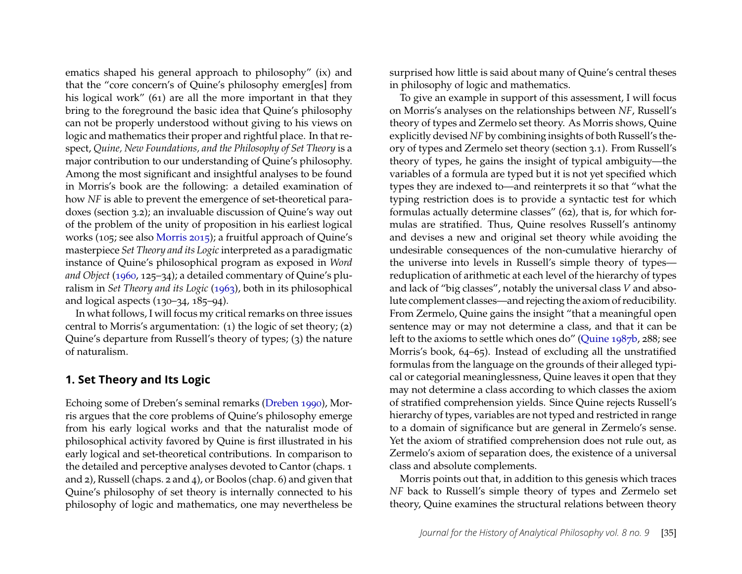ematics shaped his general approach to philosophy" (ix) and that the "core concern's of Quine's philosophy emerg[es] from his logical work" (61) are all the more important in that they bring to the foreground the basic idea that Quine's philosophy can not be properly understood without giving to his views on logic and mathematics their proper and rightful place. In that respect, *Quine, New Foundations, and the Philosophy of Set Theory* is a major contribution to our understanding of Quine's philosophy. Among the most significant and insightful analyses to be found in Morris's book are the following: a detailed examination of how *NF* is able to prevent the emergence of set-theoretical paradoxes (section 3.2); an invaluable discussion of Quine's way out of the problem of the unity of proposition in his earliest logical works (105; see also Morris 2015); a fruitful approach of Quine's masterpiece *Set Theory and its Logic* interpreted as a paradigmatic instance of Quine's philosophical program as exposed in *Word and Object* (1960, 125–34); a detailed commentary of Quine's pluralism in *Set Theory and its Logic* (1963), both in its philosophical and logical aspects (130–34, 185–94).

In what follows, I will focus my critical remarks on three issues central to Morris's argumentation: (1) the logic of set theory; (2) Quine's departure from Russell's theory of types; (3) the nature of naturalism.

## 1. Set Theory and Its Logic

Echoing some of Dreben's seminal remarks (Dreben 1990), Morris argues that the core problems of Quine's philosophy emerge from his early logical works and that the naturalist mode of philosophical activity favored by Quine is first illustrated in his early logical and set-theoretical contributions. In comparison to the detailed and perceptive analyses devoted to Cantor (chaps. 1 and 2), Russell (chaps. 2 and 4), or Boolos (chap. 6) and given that Quine's philosophy of set theory is internally connected to his philosophy of logic and mathematics, one may nevertheless be surprised how little is said about many of Quine's central theses in philosophy of logic and mathematics.

To give an example in support of this assessment, I will focus on Morris's analyses on the relationships between *NF*, Russell's theory of types and Zermelo set theory. As Morris shows, Quine explicitly devised *NF* by combining insights of both Russell's theory of types and Zermelo set theory (section 3.1). From Russell's theory of types, he gains the insight of typical ambiguity—the variables of a formula are typed but it is not yet specified which types they are indexed to—and reinterprets it so that "what the typing restriction does is to provide a syntactic test for which formulas actually determine classes" (62), that is, for which formulas are stratified. Thus, Quine resolves Russell's antinomy and devises a new and original set theory while avoiding the undesirable consequences of the non-cumulative hierarchy of the universe into levels in Russell's simple theory of types—reduplication of arithmetic at each level of the hierarchy of types and lack of "big classes", notably the universal class *V* and absolute complement classes—and rejecting the axiom of reducibility. From Zermelo, Quine gains the insight "that a meaningful open sentence may or may not determine a class, and that it can be left to the axioms to settle which ones do" (Quine 1987b, 288; see Morris's book, 64–65). Instead of excluding all the unstratified formulas from the language on the grounds of their alleged typical or categorial meaninglessness, Quine leaves it open that they may not determine a class according to which classes the axiom of stratified comprehension yields. Since Quine rejects Russell's hierarchy of types, variables are not typed and restricted in range to a domain of significance but are general in Zermelo's sense. Yet the axiom of stratified comprehension does not rule out, as Zermelo's axiom of separation does, the existence of a universal class and absolute complements.

Morris points out that, in addition to this genesis which traces *NF* back to Russell's simple theory of types and Zermelo set theory, Quine examines the structural relations between theory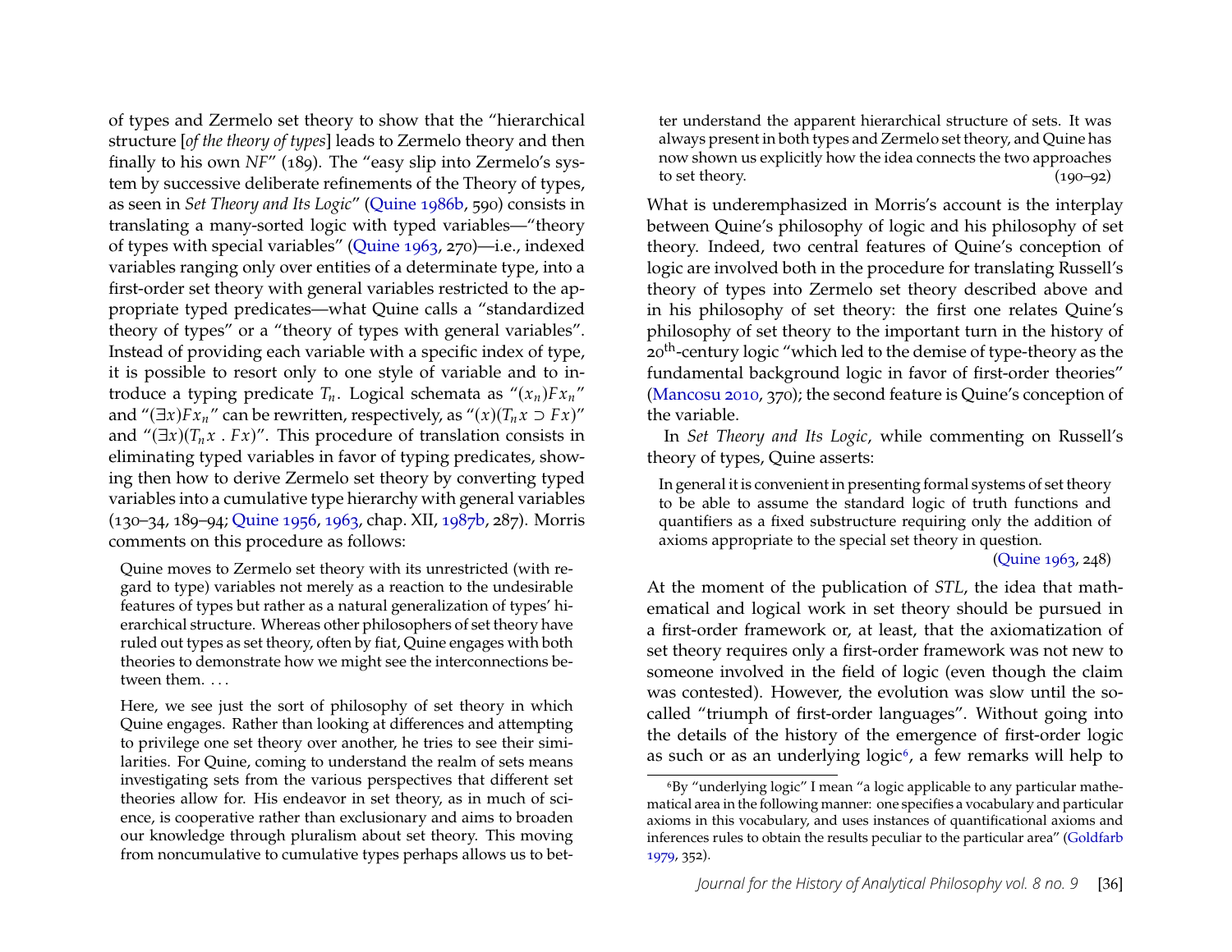of types and Zermelo set theory to show that the "hierarchical structure [*of the theory of types*] leads to Zermelo theory and then finally to his own *NF*" (189). The "easy slip into Zermelo's system by successive deliberate refinements of the Theory of types, as seen in *Set Theory and Its Logic*" (Quine 1986b, 590) consists in translating a many-sorted logic with typed variables—"theory of types with special variables" (Quine 1963, 270)—i.e., indexed variables ranging only over entities of a determinate type, into a first-order set theory with general variables restricted to the appropriate typed predicates—what Quine calls a "standardized theory of types" or a "theory of types with general variables". Instead of providing each variable with a specific index of type, it is possible to resort only to one style of variable and to introduce a typing predicate $T_n$. Logical schemata as "$(x_n)Fx_n$" and "$(\exists x)Fx_n$" can be rewritten, respectively, as "$(x)(T_n x \supset Fx)$" and "$(\exists x)(T_n x \,.\, Fx)$". This procedure of translation consists in eliminating typed variables in favor of typing predicates, showing then how to derive Zermelo set theory by converting typed variables into a cumulative type hierarchy with general variables (130–34, 189–94; Quine 1956, 1963, chap. XII, 1987b, 287). Morris comments on this procedure as follows:

> Quine moves to Zermelo set theory with its unrestricted (with regard to type) variables not merely as a reaction to the undesirable features of types but rather as a natural generalization of types' hierarchical structure. Whereas other philosophers of set theory have ruled out types as set theory, often by fiat, Quine engages with both theories to demonstrate how we might see the interconnections between them. . . .
>
> Here, we see just the sort of philosophy of set theory in which Quine engages. Rather than looking at differences and attempting to privilege one set theory over another, he tries to see their similarities. For Quine, coming to understand the realm of sets means investigating sets from the various perspectives that different set theories allow for. His endeavor in set theory, as in much of science, is cooperative rather than exclusionary and aims to broaden our knowledge through pluralism about set theory. This moving from noncumulative to cumulative types perhaps allows us to better understand the apparent hierarchical structure of sets. It was always present in both types and Zermelo set theory, and Quine has now shown us explicitly how the idea connects the two approaches to set theory. (190–92)

What is underemphasized in Morris's account is the interplay between Quine's philosophy of logic and his philosophy of set theory. Indeed, two central features of Quine's conception of logic are involved both in the procedure for translating Russell's theory of types into Zermelo set theory described above and in his philosophy of set theory: the first one relates Quine's philosophy of set theory to the important turn in the history of 20th-century logic "which led to the demise of type-theory as the fundamental background logic in favor of first-order theories" (Mancosu 2010, 370); the second feature is Quine's conception of the variable.

In *Set Theory and Its Logic*, while commenting on Russell's theory of types, Quine asserts:

> In general it is convenient in presenting formal systems of set theory to be able to assume the standard logic of truth functions and quantifiers as a fixed substructure requiring only the addition of axioms appropriate to the special set theory in question. (Quine 1963, 248)

At the moment of the publication of *STL*, the idea that mathematical and logical work in set theory should be pursued in a first-order framework or, at least, that the axiomatization of set theory requires only a first-order framework was not new to someone involved in the field of logic (even though the claim was contested). However, the evolution was slow until the so-called "triumph of first-order languages". Without going into the details of the history of the emergence of first-order logic as such or as an underlying logic[6], a few remarks will help to

[6] By "underlying logic" I mean "a logic applicable to any particular mathematical area in the following manner: one specifies a vocabulary and particular axioms in this vocabulary, and uses instances of quantificational axioms and inferences rules to obtain the results peculiar to the particular area" (Goldfarb 1979, 352).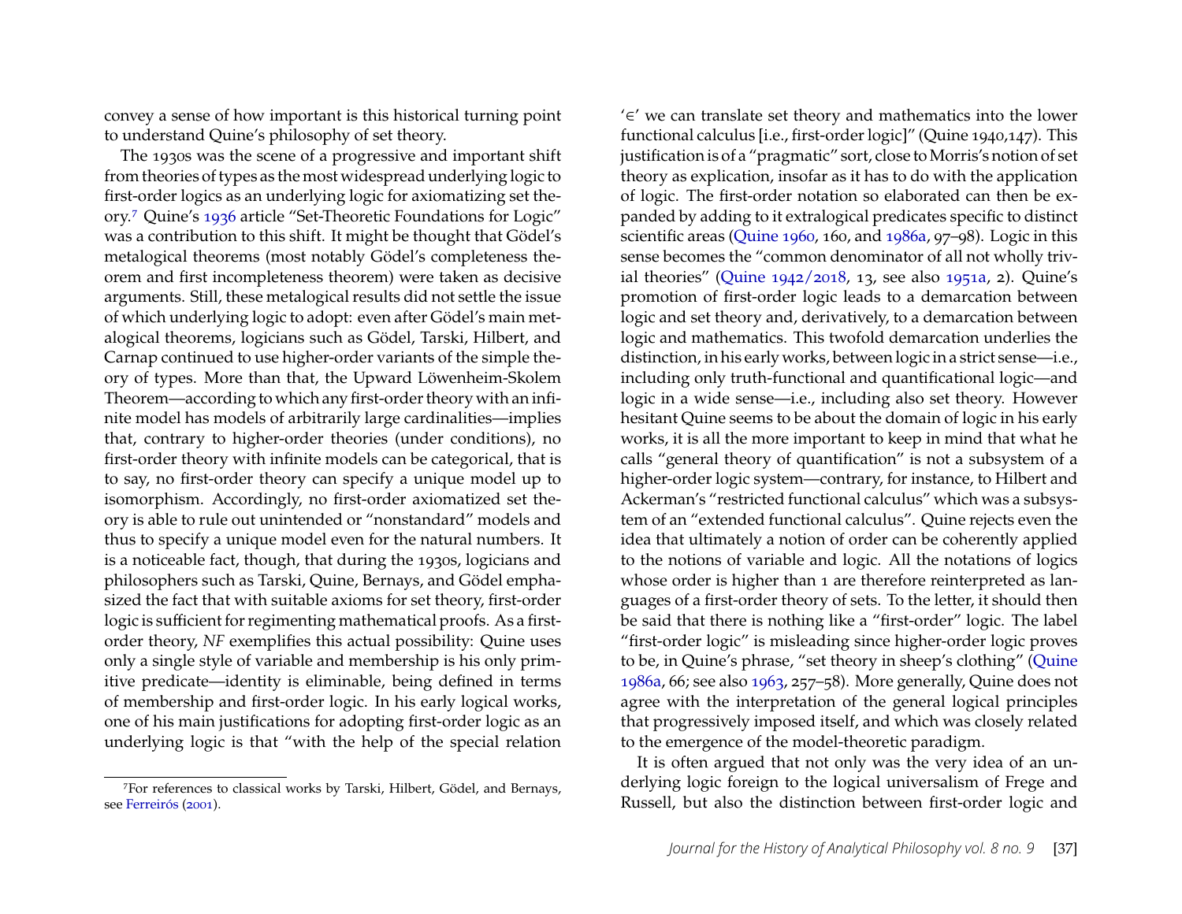convey a sense of how important is this historical turning point to understand Quine's philosophy of set theory.

The 1930s was the scene of a progressive and important shift from theories of types as the most widespread underlying logic to first-order logics as an underlying logic for axiomatizing set theory.[7] Quine's 1936 article "Set-Theoretic Foundations for Logic" was a contribution to this shift. It might be thought that Gödel's metalogical theorems (most notably Gödel's completeness theorem and first incompleteness theorem) were taken as decisive arguments. Still, these metalogical results did not settle the issue of which underlying logic to adopt: even after Gödel's main metalogical theorems, logicians such as Gödel, Tarski, Hilbert, and Carnap continued to use higher-order variants of the simple theory of types. More than that, the Upward Löwenheim-Skolem Theorem—according to which any first-order theory with an infinite model has models of arbitrarily large cardinalities—implies that, contrary to higher-order theories (under conditions), no first-order theory with infinite models can be categorical, that is to say, no first-order theory can specify a unique model up to isomorphism. Accordingly, no first-order axiomatized set theory is able to rule out unintended or "nonstandard" models and thus to specify a unique model even for the natural numbers. It is a noticeable fact, though, that during the 1930s, logicians and philosophers such as Tarski, Quine, Bernays, and Gödel emphasized the fact that with suitable axioms for set theory, first-order logic is sufficient for regimenting mathematical proofs. As a first-order theory, *NF* exemplifies this actual possibility: Quine uses only a single style of variable and membership is his only primitive predicate—identity is eliminable, being defined in terms of membership and first-order logic. In his early logical works, one of his main justifications for adopting first-order logic as an underlying logic is that "with the help of the special relation '$\in$' we can translate set theory and mathematics into the lower functional calculus [i.e., first-order logic]" (Quine 1940,147). This justification is of a "pragmatic" sort, close to Morris's notion of set theory as explication, insofar as it has to do with the application of logic. The first-order notation so elaborated can then be expanded by adding to it extralogical predicates specific to distinct scientific areas (Quine 1960, 160, and 1986a, 97–98). Logic in this sense becomes the "common denominator of all not wholly trivial theories" (Quine 1942/2018, 13, see also 1951a, 2). Quine's promotion of first-order logic leads to a demarcation between logic and set theory and, derivatively, to a demarcation between logic and mathematics. This twofold demarcation underlies the distinction, in his early works, between logic in a strict sense—i.e., including only truth-functional and quantificational logic—and logic in a wide sense—i.e., including also set theory. However hesitant Quine seems to be about the domain of logic in his early works, it is all the more important to keep in mind that what he calls "general theory of quantification" is not a subsystem of a higher-order logic system—contrary, for instance, to Hilbert and Ackerman's "restricted functional calculus" which was a subsystem of an "extended functional calculus". Quine rejects even the idea that ultimately a notion of order can be coherently applied to the notions of variable and logic. All the notations of logics whose order is higher than 1 are therefore reinterpreted as languages of a first-order theory of sets. To the letter, it should then be said that there is nothing like a "first-order" logic. The label "first-order logic" is misleading since higher-order logic proves to be, in Quine's phrase, "set theory in sheep's clothing" (Quine 1986a, 66; see also 1963, 257–58). More generally, Quine does not agree with the interpretation of the general logical principles that progressively imposed itself, and which was closely related to the emergence of the model-theoretic paradigm.

It is often argued that not only was the very idea of an underlying logic foreign to the logical universalism of Frege and Russell, but also the distinction between first-order logic and

[7] For references to classical works by Tarski, Hilbert, Gödel, and Bernays, see Ferreirós (2001).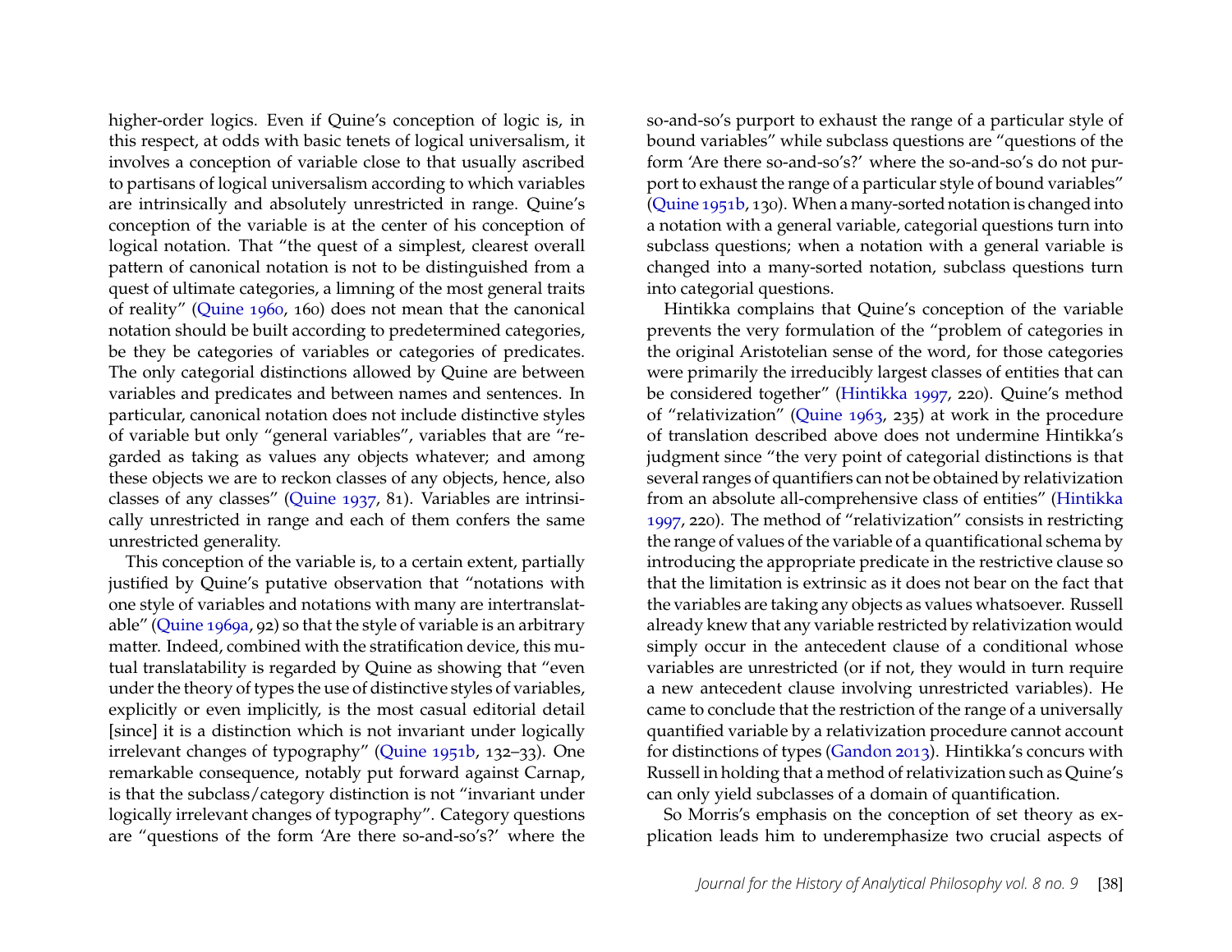higher-order logics. Even if Quine's conception of logic is, in this respect, at odds with basic tenets of logical universalism, it involves a conception of variable close to that usually ascribed to partisans of logical universalism according to which variables are intrinsically and absolutely unrestricted in range. Quine's conception of the variable is at the center of his conception of logical notation. That "the quest of a simplest, clearest overall pattern of canonical notation is not to be distinguished from a quest of ultimate categories, a limning of the most general traits of reality" (Quine 1960, 160) does not mean that the canonical notation should be built according to predetermined categories, be they be categories of variables or categories of predicates. The only categorial distinctions allowed by Quine are between variables and predicates and between names and sentences. In particular, canonical notation does not include distinctive styles of variable but only "general variables", variables that are "regarded as taking as values any objects whatever; and among these objects we are to reckon classes of any objects, hence, also classes of any classes" (Quine 1937, 81). Variables are intrinsically unrestricted in range and each of them confers the same unrestricted generality.

This conception of the variable is, to a certain extent, partially justified by Quine's putative observation that "notations with one style of variables and notations with many are intertranslatable" (Quine 1969a, 92) so that the style of variable is an arbitrary matter. Indeed, combined with the stratification device, this mutual translatability is regarded by Quine as showing that "even under the theory of types the use of distinctive styles of variables, explicitly or even implicitly, is the most casual editorial detail [since] it is a distinction which is not invariant under logically irrelevant changes of typography" (Quine 1951b, 132–33). One remarkable consequence, notably put forward against Carnap, is that the subclass/category distinction is not "invariant under logically irrelevant changes of typography". Category questions are "questions of the form 'Are there so-and-so's?' where the so-and-so's purport to exhaust the range of a particular style of bound variables" while subclass questions are "questions of the form 'Are there so-and-so's?' where the so-and-so's do not purport to exhaust the range of a particular style of bound variables" (Quine 1951b, 130). When a many-sorted notation is changed into a notation with a general variable, categorial questions turn into subclass questions; when a notation with a general variable is changed into a many-sorted notation, subclass questions turn into categorial questions.

Hintikka complains that Quine's conception of the variable prevents the very formulation of the "problem of categories in the original Aristotelian sense of the word, for those categories were primarily the irreducibly largest classes of entities that can be considered together" (Hintikka 1997, 220). Quine's method of "relativization" (Quine 1963, 235) at work in the procedure of translation described above does not undermine Hintikka's judgment since "the very point of categorial distinctions is that several ranges of quantifiers can not be obtained by relativization from an absolute all-comprehensive class of entities" (Hintikka 1997, 220). The method of "relativization" consists in restricting the range of values of the variable of a quantificational schema by introducing the appropriate predicate in the restrictive clause so that the limitation is extrinsic as it does not bear on the fact that the variables are taking any objects as values whatsoever. Russell already knew that any variable restricted by relativization would simply occur in the antecedent clause of a conditional whose variables are unrestricted (or if not, they would in turn require a new antecedent clause involving unrestricted variables). He came to conclude that the restriction of the range of a universally quantified variable by a relativization procedure cannot account for distinctions of types (Gandon 2013). Hintikka's concurs with Russell in holding that a method of relativization such as Quine's can only yield subclasses of a domain of quantification.

So Morris's emphasis on the conception of set theory as explication leads him to underemphasize two crucial aspects of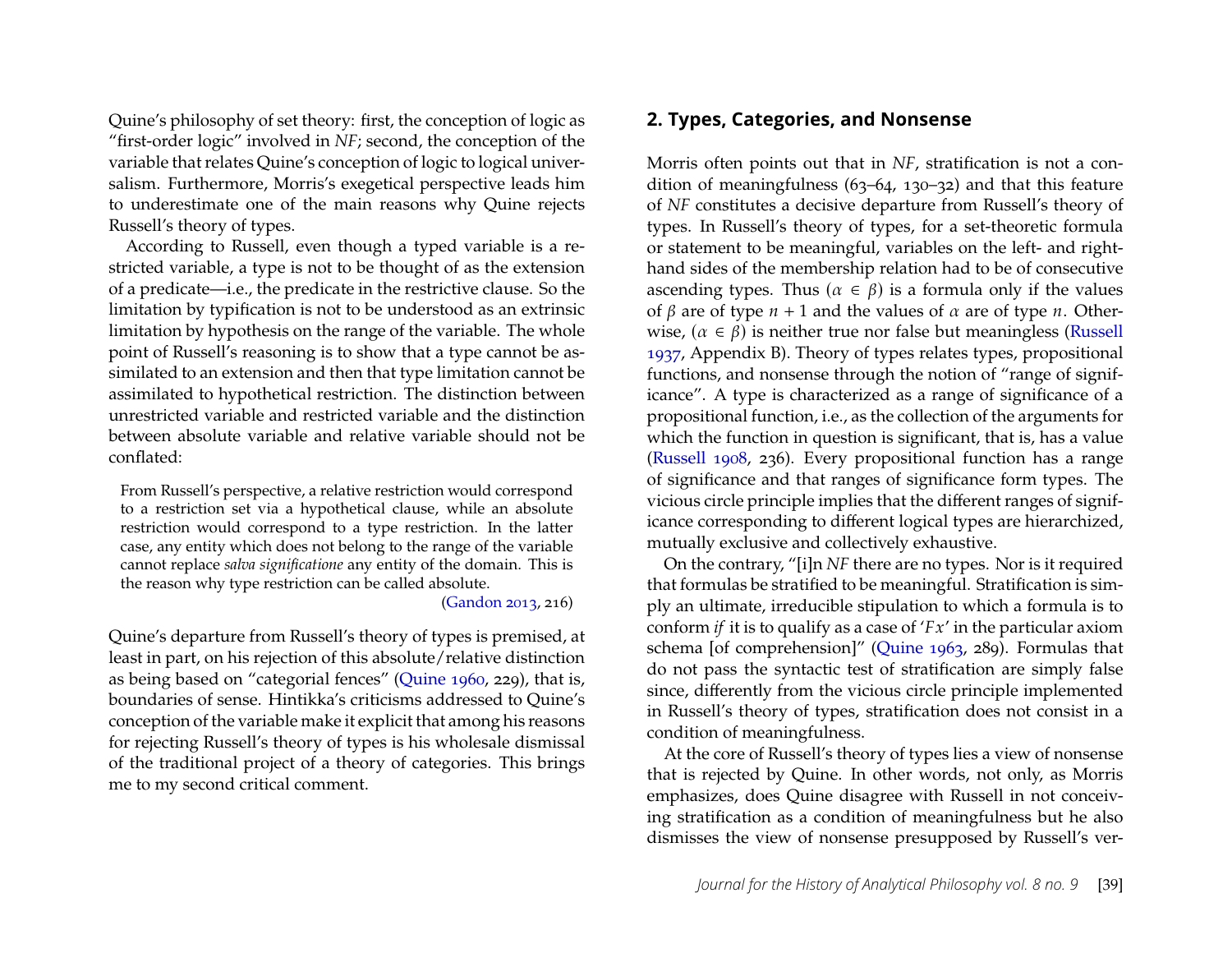Quine's philosophy of set theory: first, the conception of logic as "first-order logic" involved in *NF*; second, the conception of the variable that relates Quine's conception of logic to logical universalism. Furthermore, Morris's exegetical perspective leads him to underestimate one of the main reasons why Quine rejects Russell's theory of types.

According to Russell, even though a typed variable is a restricted variable, a type is not to be thought of as the extension of a predicate—i.e., the predicate in the restrictive clause. So the limitation by typification is not to be understood as an extrinsic limitation by hypothesis on the range of the variable. The whole point of Russell's reasoning is to show that a type cannot be assimilated to an extension and then that type limitation cannot be assimilated to hypothetical restriction. The distinction between unrestricted variable and restricted variable and the distinction between absolute variable and relative variable should not be conflated:

> From Russell's perspective, a relative restriction would correspond to a restriction set via a hypothetical clause, while an absolute restriction would correspond to a type restriction. In the latter case, any entity which does not belong to the range of the variable cannot replace *salva significatione* any entity of the domain. This is the reason why type restriction can be called absolute.
>
> (Gandon 2013, 216)

Quine's departure from Russell's theory of types is premised, at least in part, on his rejection of this absolute/relative distinction as being based on "categorial fences" (Quine 1960, 229), that is, boundaries of sense. Hintikka's criticisms addressed to Quine's conception of the variable make it explicit that among his reasons for rejecting Russell's theory of types is his wholesale dismissal of the traditional project of a theory of categories. This brings me to my second critical comment.

## 2. Types, Categories, and Nonsense

Morris often points out that in *NF*, stratification is not a condition of meaningfulness (63–64, 130–32) and that this feature of *NF* constitutes a decisive departure from Russell's theory of types. In Russell's theory of types, for a set-theoretic formula or statement to be meaningful, variables on the left- and right-hand sides of the membership relation had to be of consecutive ascending types. Thus ($\alpha \in \beta$) is a formula only if the values of $\beta$ are of type $n + 1$ and the values of $\alpha$ are of type $n$. Otherwise, ($\alpha \in \beta$) is neither true nor false but meaningless (Russell 1937, Appendix B). Theory of types relates types, propositional functions, and nonsense through the notion of "range of significance". A type is characterized as a range of significance of a propositional function, i.e., as the collection of the arguments for which the function in question is significant, that is, has a value (Russell 1908, 236). Every propositional function has a range of significance and that ranges of significance form types. The vicious circle principle implies that the different ranges of significance corresponding to different logical types are hierarchized, mutually exclusive and collectively exhaustive.

On the contrary, "[i]n *NF* there are no types. Nor is it required that formulas be stratified to be meaningful. Stratification is simply an ultimate, irreducible stipulation to which a formula is to conform *if* it is to qualify as a case of '$Fx$' in the particular axiom schema [of comprehension]" (Quine 1963, 289). Formulas that do not pass the syntactic test of stratification are simply false since, differently from the vicious circle principle implemented in Russell's theory of types, stratification does not consist in a condition of meaningfulness.

At the core of Russell's theory of types lies a view of nonsense that is rejected by Quine. In other words, not only, as Morris emphasizes, does Quine disagree with Russell in not conceiving stratification as a condition of meaningfulness but he also dismisses the view of nonsense presupposed by Russell's ver-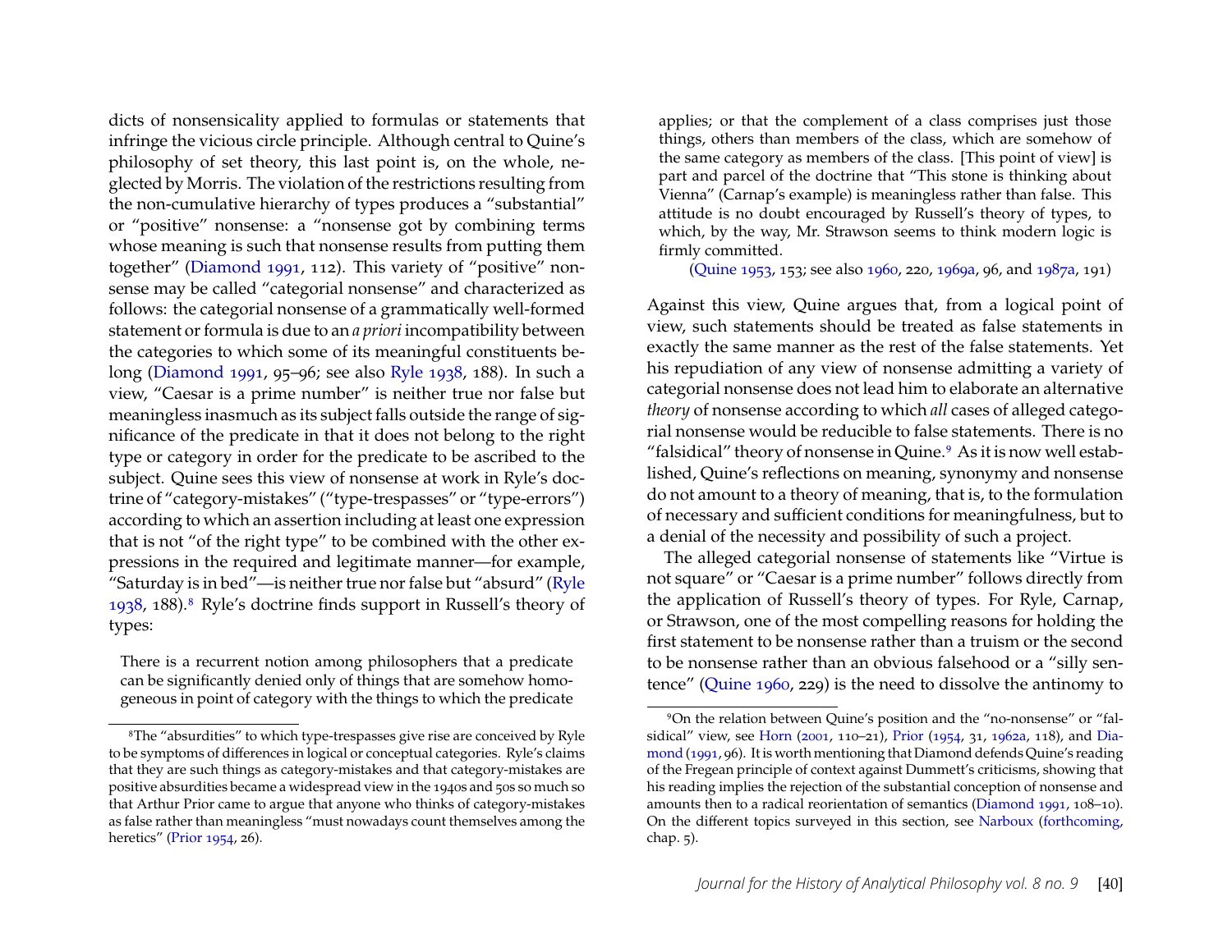dicts of nonsensicality applied to formulas or statements that infringe the vicious circle principle. Although central to Quine's philosophy of set theory, this last point is, on the whole, neglected by Morris. The violation of the restrictions resulting from the non-cumulative hierarchy of types produces a "substantial" or "positive" nonsense: a "nonsense got by combining terms whose meaning is such that nonsense results from putting them together" (Diamond 1991, 112). This variety of "positive" nonsense may be called "categorial nonsense" and characterized as follows: the categorial nonsense of a grammatically well-formed statement or formula is due to an *a priori* incompatibility between the categories to which some of its meaningful constituents belong (Diamond 1991, 95–96; see also Ryle 1938, 188). In such a view, "Caesar is a prime number" is neither true nor false but meaningless inasmuch as its subject falls outside the range of significance of the predicate in that it does not belong to the right type or category in order for the predicate to be ascribed to the subject. Quine sees this view of nonsense at work in Ryle's doctrine of "category-mistakes" ("type-trespasses" or "type-errors") according to which an assertion including at least one expression that is not "of the right type" to be combined with the other expressions in the required and legitimate manner—for example, "Saturday is in bed"—is neither true nor false but "absurd" (Ryle 1938, 188).[8] Ryle's doctrine finds support in Russell's theory of types:

> There is a recurrent notion among philosophers that a predicate can be significantly denied only of things that are somehow homogeneous in point of category with the things to which the predicate applies; or that the complement of a class comprises just those things, others than members of the class, which are somehow of the same category as members of the class. [This point of view] is part and parcel of the doctrine that "This stone is thinking about Vienna" (Carnap's example) is meaningless rather than false. This attitude is no doubt encouraged by Russell's theory of types, to which, by the way, Mr. Strawson seems to think modern logic is firmly committed.
>
> (Quine 1953, 153; see also 1960, 220, 1969a, 96, and 1987a, 191)

Against this view, Quine argues that, from a logical point of view, such statements should be treated as false statements in exactly the same manner as the rest of the false statements. Yet his repudiation of any view of nonsense admitting a variety of categorial nonsense does not lead him to elaborate an alternative *theory* of nonsense according to which *all* cases of alleged categorial nonsense would be reducible to false statements. There is no "falsidical" theory of nonsense in Quine.[9] As it is now well established, Quine's reflections on meaning, synonymy and nonsense do not amount to a theory of meaning, that is, to the formulation of necessary and sufficient conditions for meaningfulness, but to a denial of the necessity and possibility of such a project.

The alleged categorial nonsense of statements like "Virtue is not square" or "Caesar is a prime number" follows directly from the application of Russell's theory of types. For Ryle, Carnap, or Strawson, one of the most compelling reasons for holding the first statement to be nonsense rather than a truism or the second to be nonsense rather than an obvious falsehood or a "silly sentence" (Quine 1960, 229) is the need to dissolve the antinomy to

[8] The "absurdities" to which type-trespasses give rise are conceived by Ryle to be symptoms of differences in logical or conceptual categories. Ryle's claims that they are such things as category-mistakes and that category-mistakes are positive absurdities became a widespread view in the 1940s and 50s so much so that Arthur Prior came to argue that anyone who thinks of category-mistakes as false rather than meaningless "must nowadays count themselves among the heretics" (Prior 1954, 26).

[9] On the relation between Quine's position and the "no-nonsense" or "falsidical" view, see Horn (2001, 110–21), Prior (1954, 31, 1962a, 118), and Diamond (1991, 96). It is worth mentioning that Diamond defends Quine's reading of the Fregean principle of context against Dummett's criticisms, showing that his reading implies the rejection of the substantial conception of nonsense and amounts then to a radical reorientation of semantics (Diamond 1991, 108–10). On the different topics surveyed in this section, see Narboux (forthcoming, chap. 5).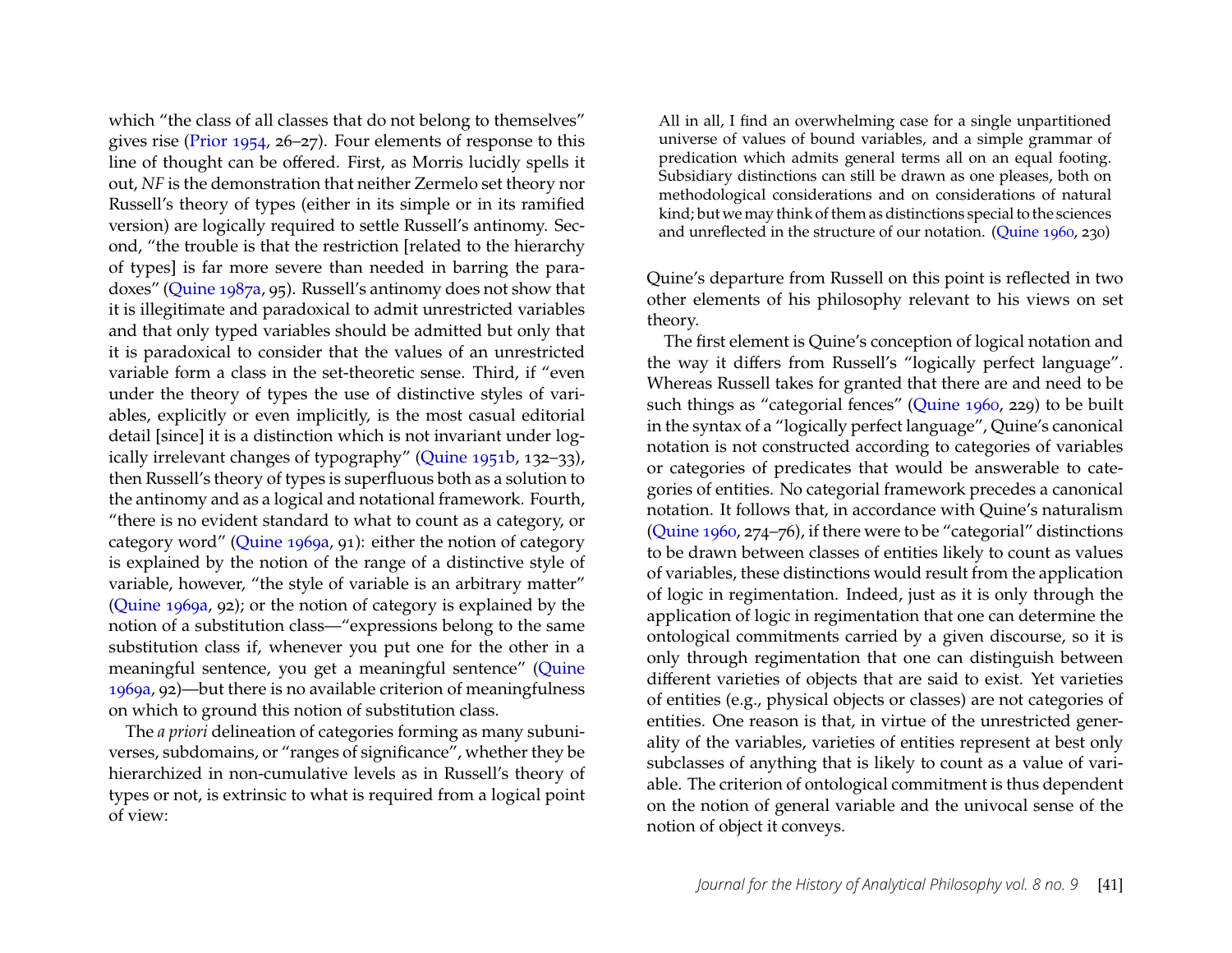which "the class of all classes that do not belong to themselves" gives rise (Prior 1954, 26–27). Four elements of response to this line of thought can be offered. First, as Morris lucidly spells it out, *NF* is the demonstration that neither Zermelo set theory nor Russell's theory of types (either in its simple or in its ramified version) are logically required to settle Russell's antinomy. Second, "the trouble is that the restriction [related to the hierarchy of types] is far more severe than needed in barring the paradoxes" (Quine 1987a, 95). Russell's antinomy does not show that it is illegitimate and paradoxical to admit unrestricted variables and that only typed variables should be admitted but only that it is paradoxical to consider that the values of an unrestricted variable form a class in the set-theoretic sense. Third, if "even under the theory of types the use of distinctive styles of variables, explicitly or even implicitly, is the most casual editorial detail [since] it is a distinction which is not invariant under logically irrelevant changes of typography" (Quine 1951b, 132–33), then Russell's theory of types is superfluous both as a solution to the antinomy and as a logical and notational framework. Fourth, "there is no evident standard to what to count as a category, or category word" (Quine 1969a, 91): either the notion of category is explained by the notion of the range of a distinctive style of variable, however, "the style of variable is an arbitrary matter" (Quine 1969a, 92); or the notion of category is explained by the notion of a substitution class—"expressions belong to the same substitution class if, whenever you put one for the other in a meaningful sentence, you get a meaningful sentence" (Quine 1969a, 92)—but there is no available criterion of meaningfulness on which to ground this notion of substitution class.

The *a priori* delineation of categories forming as many subuniverses, subdomains, or "ranges of significance", whether they be hierarchized in non-cumulative levels as in Russell's theory of types or not, is extrinsic to what is required from a logical point of view:

> All in all, I find an overwhelming case for a single unpartitioned universe of values of bound variables, and a simple grammar of predication which admits general terms all on an equal footing. Subsidiary distinctions can still be drawn as one pleases, both on methodological considerations and on considerations of natural kind; but we may think of them as distinctions special to the sciences and unreflected in the structure of our notation. (Quine 1960, 230)

Quine's departure from Russell on this point is reflected in two other elements of his philosophy relevant to his views on set theory.

The first element is Quine's conception of logical notation and the way it differs from Russell's "logically perfect language". Whereas Russell takes for granted that there are and need to be such things as "categorial fences" (Quine 1960, 229) to be built in the syntax of a "logically perfect language", Quine's canonical notation is not constructed according to categories of variables or categories of predicates that would be answerable to categories of entities. No categorial framework precedes a canonical notation. It follows that, in accordance with Quine's naturalism (Quine 1960, 274–76), if there were to be "categorial" distinctions to be drawn between classes of entities likely to count as values of variables, these distinctions would result from the application of logic in regimentation. Indeed, just as it is only through the application of logic in regimentation that one can determine the ontological commitments carried by a given discourse, so it is only through regimentation that one can distinguish between different varieties of objects that are said to exist. Yet varieties of entities (e.g., physical objects or classes) are not categories of entities. One reason is that, in virtue of the unrestricted generality of the variables, varieties of entities represent at best only subclasses of anything that is likely to count as a value of variable. The criterion of ontological commitment is thus dependent on the notion of general variable and the univocal sense of the notion of object it conveys.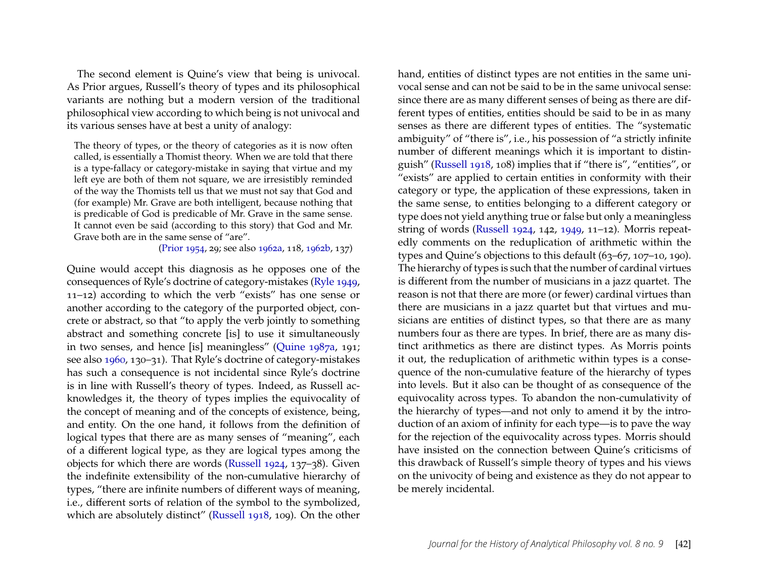The second element is Quine's view that being is univocal. As Prior argues, Russell's theory of types and its philosophical variants are nothing but a modern version of the traditional philosophical view according to which being is not univocal and its various senses have at best a unity of analogy:

> The theory of types, or the theory of categories as it is now often called, is essentially a Thomist theory. When we are told that there is a type-fallacy or category-mistake in saying that virtue and my left eye are both of them not square, we are irresistibly reminded of the way the Thomists tell us that we must not say that God and (for example) Mr. Grave are both intelligent, because nothing that is predicable of God is predicable of Mr. Grave in the same sense. It cannot even be said (according to this story) that God and Mr. Grave both are in the same sense of "are".
>
> (Prior 1954, 29; see also 1962a, 118, 1962b, 137)

Quine would accept this diagnosis as he opposes one of the consequences of Ryle's doctrine of category-mistakes (Ryle 1949, 11–12) according to which the verb "exists" has one sense or another according to the category of the purported object, concrete or abstract, so that "to apply the verb jointly to something abstract and something concrete [is] to use it simultaneously in two senses, and hence [is] meaningless" (Quine 1987a, 191; see also 1960, 130–31). That Ryle's doctrine of category-mistakes has such a consequence is not incidental since Ryle's doctrine is in line with Russell's theory of types. Indeed, as Russell acknowledges it, the theory of types implies the equivocality of the concept of meaning and of the concepts of existence, being, and entity. On the one hand, it follows from the definition of logical types that there are as many senses of "meaning", each of a different logical type, as they are logical types among the objects for which there are words (Russell 1924, 137–38). Given the indefinite extensibility of the non-cumulative hierarchy of types, "there are infinite numbers of different ways of meaning, i.e., different sorts of relation of the symbol to the symbolized, which are absolutely distinct" (Russell 1918, 109). On the other hand, entities of distinct types are not entities in the same univocal sense and can not be said to be in the same univocal sense: since there are as many different senses of being as there are different types of entities, entities should be said to be in as many senses as there are different types of entities. The "systematic ambiguity" of "there is", i.e., his possession of "a strictly infinite number of different meanings which it is important to distinguish" (Russell 1918, 108) implies that if "there is", "entities", or "exists" are applied to certain entities in conformity with their category or type, the application of these expressions, taken in the same sense, to entities belonging to a different category or type does not yield anything true or false but only a meaningless string of words (Russell 1924, 142, 1949, 11–12). Morris repeatedly comments on the reduplication of arithmetic within the types and Quine's objections to this default (63–67, 107–10, 190). The hierarchy of types is such that the number of cardinal virtues is different from the number of musicians in a jazz quartet. The reason is not that there are more (or fewer) cardinal virtues than there are musicians in a jazz quartet but that virtues and musicians are entities of distinct types, so that there are as many numbers four as there are types. In brief, there are as many distinct arithmetics as there are distinct types. As Morris points it out, the reduplication of arithmetic within types is a consequence of the non-cumulative feature of the hierarchy of types into levels. But it also can be thought of as consequence of the equivocality across types. To abandon the non-cumulativity of the hierarchy of types—and not only to amend it by the introduction of an axiom of infinity for each type—is to pave the way for the rejection of the equivocality across types. Morris should have insisted on the connection between Quine's criticisms of this drawback of Russell's simple theory of types and his views on the univocity of being and existence as they do not appear to be merely incidental.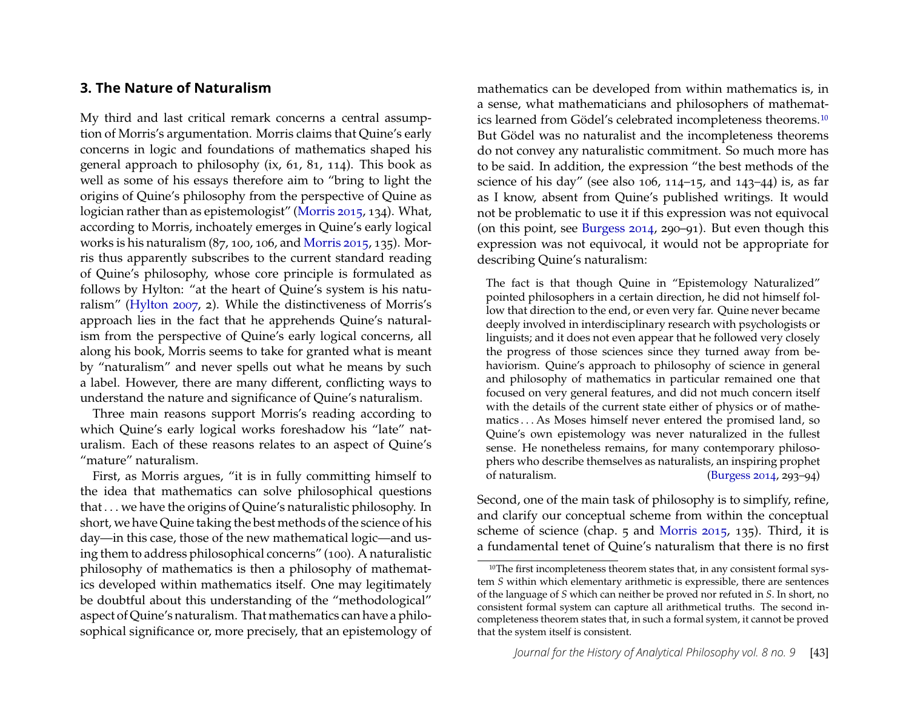## 3. The Nature of Naturalism

My third and last critical remark concerns a central assumption of Morris's argumentation. Morris claims that Quine's early concerns in logic and foundations of mathematics shaped his general approach to philosophy (ix, 61, 81, 114). This book as well as some of his essays therefore aim to "bring to light the origins of Quine's philosophy from the perspective of Quine as logician rather than as epistemologist" (Morris 2015, 134). What, according to Morris, inchoately emerges in Quine's early logical works is his naturalism (87, 100, 106, and Morris 2015, 135). Morris thus apparently subscribes to the current standard reading of Quine's philosophy, whose core principle is formulated as follows by Hylton: "at the heart of Quine's system is his naturalism" (Hylton 2007, 2). While the distinctiveness of Morris's approach lies in the fact that he apprehends Quine's naturalism from the perspective of Quine's early logical concerns, all along his book, Morris seems to take for granted what is meant by "naturalism" and never spells out what he means by such a label. However, there are many different, conflicting ways to understand the nature and significance of Quine's naturalism.

Three main reasons support Morris's reading according to which Quine's early logical works foreshadow his "late" naturalism. Each of these reasons relates to an aspect of Quine's "mature" naturalism.

First, as Morris argues, "it is in fully committing himself to the idea that mathematics can solve philosophical questions that . . . we have the origins of Quine's naturalistic philosophy. In short, we have Quine taking the best methods of the science of his day—in this case, those of the new mathematical logic—and using them to address philosophical concerns" (100). A naturalistic philosophy of mathematics is then a philosophy of mathematics developed within mathematics itself. One may legitimately be doubtful about this understanding of the "methodological" aspect of Quine's naturalism. That mathematics can have a philosophical significance or, more precisely, that an epistemology of mathematics can be developed from within mathematics is, in a sense, what mathematicians and philosophers of mathematics learned from Gödel's celebrated incompleteness theorems.[10] But Gödel was no naturalist and the incompleteness theorems do not convey any naturalistic commitment. So much more has to be said. In addition, the expression "the best methods of the science of his day" (see also 106, 114–15, and 143–44) is, as far as I know, absent from Quine's published writings. It would not be problematic to use it if this expression was not equivocal (on this point, see Burgess 2014, 290–91). But even though this expression was not equivocal, it would not be appropriate for describing Quine's naturalism:

> The fact is that though Quine in "Epistemology Naturalized" pointed philosophers in a certain direction, he did not himself follow that direction to the end, or even very far. Quine never became deeply involved in interdisciplinary research with psychologists or linguists; and it does not even appear that he followed very closely the progress of those sciences since they turned away from behaviorism. Quine's approach to philosophy of science in general and philosophy of mathematics in particular remained one that focused on very general features, and did not much concern itself with the details of the current state either of physics or of mathematics . . . As Moses himself never entered the promised land, so Quine's own epistemology was never naturalized in the fullest sense. He nonetheless remains, for many contemporary philosophers who describe themselves as naturalists, an inspiring prophet of naturalism. (Burgess 2014, 293–94)

Second, one of the main task of philosophy is to simplify, refine, and clarify our conceptual scheme from within the conceptual scheme of science (chap. 5 and Morris 2015, 135). Third, it is a fundamental tenet of Quine's naturalism that there is no first

[10] The first incompleteness theorem states that, in any consistent formal system $S$ within which elementary arithmetic is expressible, there are sentences of the language of $S$ which can neither be proved nor refuted in $S$. In short, no consistent formal system can capture all arithmetical truths. The second incompleteness theorem states that, in such a formal system, it cannot be proved that the system itself is consistent.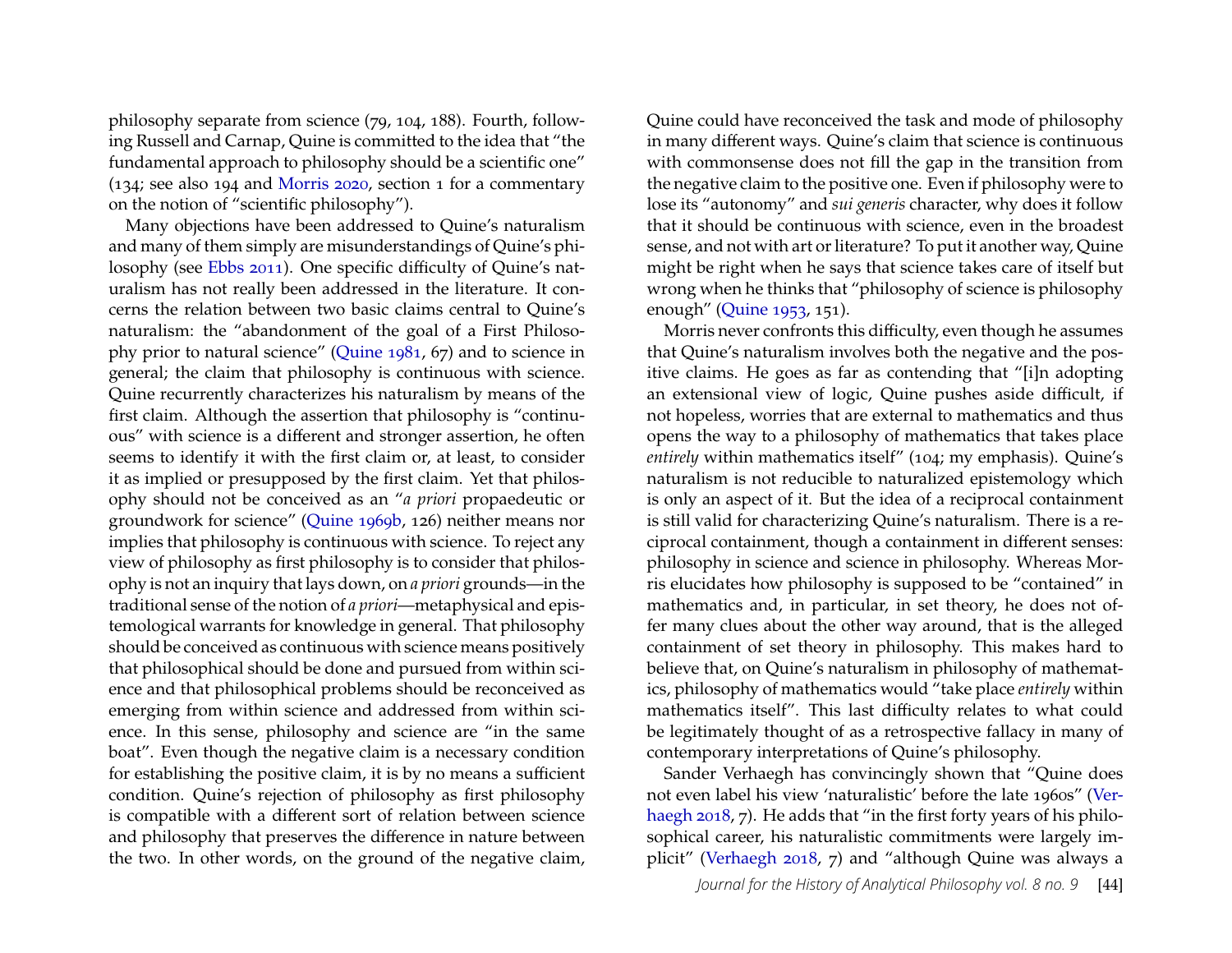philosophy separate from science (79, 104, 188). Fourth, following Russell and Carnap, Quine is committed to the idea that "the fundamental approach to philosophy should be a scientific one" (134; see also 194 and Morris 2020, section 1 for a commentary on the notion of "scientific philosophy").

Many objections have been addressed to Quine's naturalism and many of them simply are misunderstandings of Quine's philosophy (see Ebbs 2011). One specific difficulty of Quine's naturalism has not really been addressed in the literature. It concerns the relation between two basic claims central to Quine's naturalism: the "abandonment of the goal of a First Philosophy prior to natural science" (Quine 1981, 67) and to science in general; the claim that philosophy is continuous with science. Quine recurrently characterizes his naturalism by means of the first claim. Although the assertion that philosophy is "continuous" with science is a different and stronger assertion, he often seems to identify it with the first claim or, at least, to consider it as implied or presupposed by the first claim. Yet that philosophy should not be conceived as an "*a priori* propaedeutic or groundwork for science" (Quine 1969b, 126) neither means nor implies that philosophy is continuous with science. To reject any view of philosophy as first philosophy is to consider that philosophy is not an inquiry that lays down, on *a priori* grounds—in the traditional sense of the notion of *a priori*—metaphysical and epistemological warrants for knowledge in general. That philosophy should be conceived as continuous with science means positively that philosophical should be done and pursued from within science and that philosophical problems should be reconceived as emerging from within science and addressed from within science. In this sense, philosophy and science are "in the same boat". Even though the negative claim is a necessary condition for establishing the positive claim, it is by no means a sufficient condition. Quine's rejection of philosophy as first philosophy is compatible with a different sort of relation between science and philosophy that preserves the difference in nature between the two. In other words, on the ground of the negative claim, Quine could have reconceived the task and mode of philosophy in many different ways. Quine's claim that science is continuous with commonsense does not fill the gap in the transition from the negative claim to the positive one. Even if philosophy were to lose its "autonomy" and *sui generis* character, why does it follow that it should be continuous with science, even in the broadest sense, and not with art or literature? To put it another way, Quine might be right when he says that science takes care of itself but wrong when he thinks that "philosophy of science is philosophy enough" (Quine 1953, 151).

Morris never confronts this difficulty, even though he assumes that Quine's naturalism involves both the negative and the positive claims. He goes as far as contending that "[i]n adopting an extensional view of logic, Quine pushes aside difficult, if not hopeless, worries that are external to mathematics and thus opens the way to a philosophy of mathematics that takes place *entirely* within mathematics itself" (104; my emphasis). Quine's naturalism is not reducible to naturalized epistemology which is only an aspect of it. But the idea of a reciprocal containment is still valid for characterizing Quine's naturalism. There is a reciprocal containment, though a containment in different senses: philosophy in science and science in philosophy. Whereas Morris elucidates how philosophy is supposed to be "contained" in mathematics and, in particular, in set theory, he does not offer many clues about the other way around, that is the alleged containment of set theory in philosophy. This makes hard to believe that, on Quine's naturalism in philosophy of mathematics, philosophy of mathematics would "take place *entirely* within mathematics itself". This last difficulty relates to what could be legitimately thought of as a retrospective fallacy in many of contemporary interpretations of Quine's philosophy.

Sander Verhaegh has convincingly shown that "Quine does not even label his view 'naturalistic' before the late 1960s" (Verhaegh 2018, 7). He adds that "in the first forty years of his philosophical career, his naturalistic commitments were largely implicit" (Verhaegh 2018, 7) and "although Quine was always a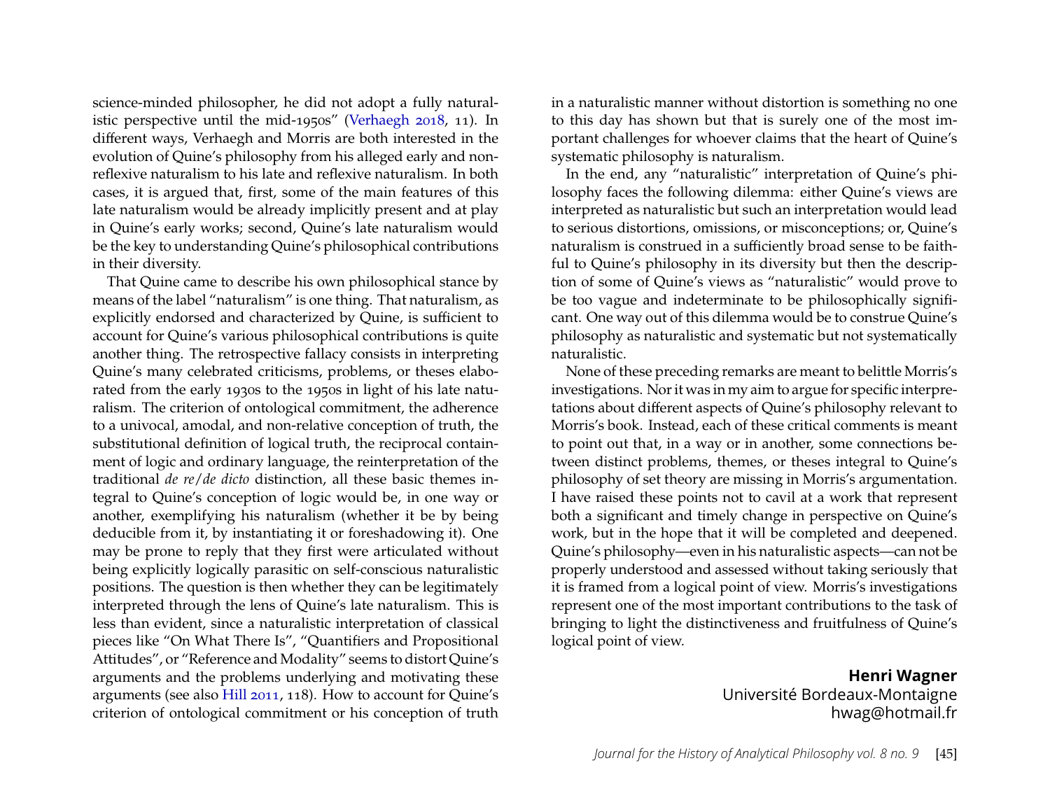science-minded philosopher, he did not adopt a fully naturalistic perspective until the mid-1950s" (Verhaegh 2018, 11). In different ways, Verhaegh and Morris are both interested in the evolution of Quine's philosophy from his alleged early and non-reflexive naturalism to his late and reflexive naturalism. In both cases, it is argued that, first, some of the main features of this late naturalism would be already implicitly present and at play in Quine's early works; second, Quine's late naturalism would be the key to understanding Quine's philosophical contributions in their diversity.

That Quine came to describe his own philosophical stance by means of the label "naturalism" is one thing. That naturalism, as explicitly endorsed and characterized by Quine, is sufficient to account for Quine's various philosophical contributions is quite another thing. The retrospective fallacy consists in interpreting Quine's many celebrated criticisms, problems, or theses elaborated from the early 1930s to the 1950s in light of his late naturalism. The criterion of ontological commitment, the adherence to a univocal, amodal, and non-relative conception of truth, the substitutional definition of logical truth, the reciprocal containment of logic and ordinary language, the reinterpretation of the traditional *de re*/*de dicto* distinction, all these basic themes integral to Quine's conception of logic would be, in one way or another, exemplifying his naturalism (whether it be by being deducible from it, by instantiating it or foreshadowing it). One may be prone to reply that they first were articulated without being explicitly logically parasitic on self-conscious naturalistic positions. The question is then whether they can be legitimately interpreted through the lens of Quine's late naturalism. This is less than evident, since a naturalistic interpretation of classical pieces like "On What There Is", "Quantifiers and Propositional Attitudes", or "Reference and Modality" seems to distort Quine's arguments and the problems underlying and motivating these arguments (see also Hill 2011, 118). How to account for Quine's criterion of ontological commitment or his conception of truth in a naturalistic manner without distortion is something no one to this day has shown but that is surely one of the most important challenges for whoever claims that the heart of Quine's systematic philosophy is naturalism.

In the end, any "naturalistic" interpretation of Quine's philosophy faces the following dilemma: either Quine's views are interpreted as naturalistic but such an interpretation would lead to serious distortions, omissions, or misconceptions; or, Quine's naturalism is construed in a sufficiently broad sense to be faithful to Quine's philosophy in its diversity but then the description of some of Quine's views as "naturalistic" would prove to be too vague and indeterminate to be philosophically significant. One way out of this dilemma would be to construe Quine's philosophy as naturalistic and systematic but not systematically naturalistic.

None of these preceding remarks are meant to belittle Morris's investigations. Nor it was in my aim to argue for specific interpretations about different aspects of Quine's philosophy relevant to Morris's book. Instead, each of these critical comments is meant to point out that, in a way or in another, some connections between distinct problems, themes, or theses integral to Quine's philosophy of set theory are missing in Morris's argumentation. I have raised these points not to cavil at a work that represent both a significant and timely change in perspective on Quine's work, but in the hope that it will be completed and deepened. Quine's philosophy—even in his naturalistic aspects—can not be properly understood and assessed without taking seriously that it is framed from a logical point of view. Morris's investigations represent one of the most important contributions to the task of bringing to light the distinctiveness and fruitfulness of Quine's logical point of view.

**Henri Wagner**
Université Bordeaux-Montaigne
hwag@hotmail.fr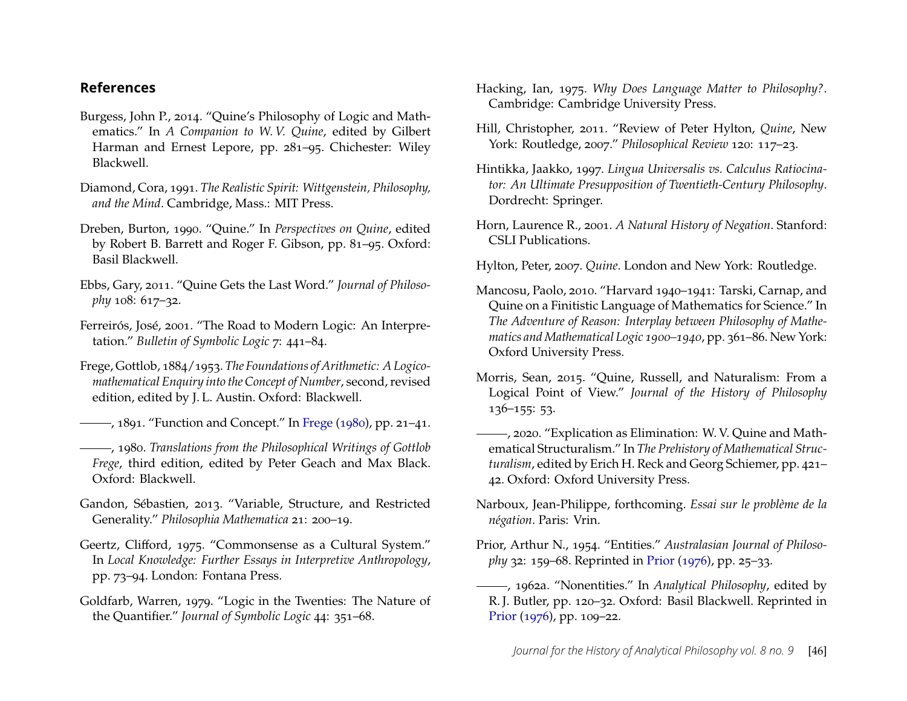## References

Burgess, John P., 2014. "Quine's Philosophy of Logic and Mathematics." In *A Companion to W. V. Quine*, edited by Gilbert Harman and Ernest Lepore, pp. 281–95. Chichester: Wiley Blackwell.

Diamond, Cora, 1991. *The Realistic Spirit: Wittgenstein, Philosophy, and the Mind*. Cambridge, Mass.: MIT Press.

Dreben, Burton, 1990. "Quine." In *Perspectives on Quine*, edited by Robert B. Barrett and Roger F. Gibson, pp. 81–95. Oxford: Basil Blackwell.

Ebbs, Gary, 2011. "Quine Gets the Last Word." *Journal of Philosophy* 108: 617–32.

Ferreirós, José, 2001. "The Road to Modern Logic: An Interpretation." *Bulletin of Symbolic Logic* 7: 441–84.

Frege, Gottlob, 1884/1953. *The Foundations of Arithmetic: A Logico-mathematical Enquiry into the Concept of Number*, second, revised edition, edited by J. L. Austin. Oxford: Blackwell.

———, 1891. "Function and Concept." In Frege (1980), pp. 21–41.

———, 1980. *Translations from the Philosophical Writings of Gottlob Frege*, third edition, edited by Peter Geach and Max Black. Oxford: Blackwell.

Gandon, Sébastien, 2013. "Variable, Structure, and Restricted Generality." *Philosophia Mathematica* 21: 200–19.

Geertz, Clifford, 1975. "Commonsense as a Cultural System." In *Local Knowledge: Further Essays in Interpretive Anthropology*, pp. 73–94. London: Fontana Press.

Goldfarb, Warren, 1979. "Logic in the Twenties: The Nature of the Quantifier." *Journal of Symbolic Logic* 44: 351–68.

Hacking, Ian, 1975. *Why Does Language Matter to Philosophy?*. Cambridge: Cambridge University Press.

Hill, Christopher, 2011. "Review of Peter Hylton, *Quine*, New York: Routledge, 2007." *Philosophical Review* 120: 117–23.

Hintikka, Jaakko, 1997. *Lingua Universalis vs. Calculus Ratiocinator: An Ultimate Presupposition of Twentieth-Century Philosophy*. Dordrecht: Springer.

Horn, Laurence R., 2001. *A Natural History of Negation*. Stanford: CSLI Publications.

Hylton, Peter, 2007. *Quine*. London and New York: Routledge.

Mancosu, Paolo, 2010. "Harvard 1940–1941: Tarski, Carnap, and Quine on a Finitistic Language of Mathematics for Science." In *The Adventure of Reason: Interplay between Philosophy of Mathematics and Mathematical Logic 1900–1940*, pp. 361–86. New York: Oxford University Press.

Morris, Sean, 2015. "Quine, Russell, and Naturalism: From a Logical Point of View." *Journal of the History of Philosophy* 136–155: 53.

———, 2020. "Explication as Elimination: W. V. Quine and Mathematical Structuralism." In *The Prehistory of Mathematical Structuralism*, edited by Erich H. Reck and Georg Schiemer, pp. 421–42. Oxford: Oxford University Press.

Narboux, Jean-Philippe, forthcoming. *Essai sur le problème de la négation*. Paris: Vrin.

Prior, Arthur N., 1954. "Entities." *Australasian Journal of Philosophy* 32: 159–68. Reprinted in Prior (1976), pp. 25–33.

———, 1962a. "Nonentities." In *Analytical Philosophy*, edited by R. J. Butler, pp. 120–32. Oxford: Basil Blackwell. Reprinted in Prior (1976), pp. 109–22.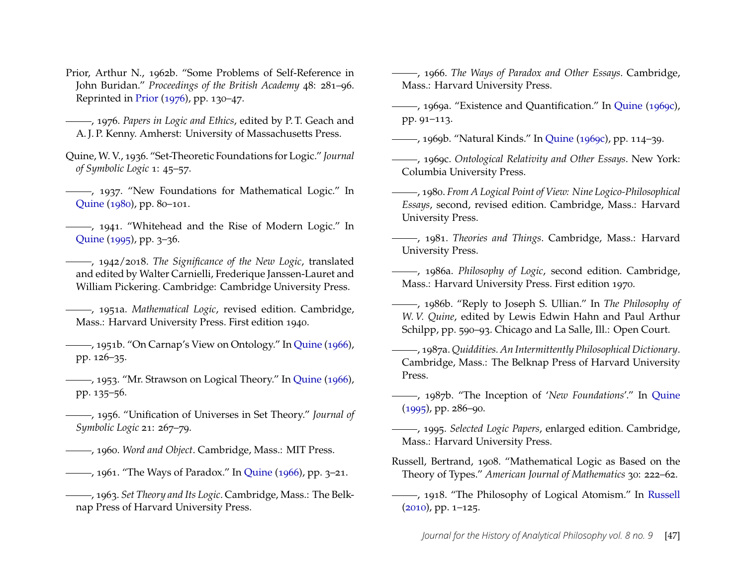Prior, Arthur N., 1962b. "Some Problems of Self-Reference in John Buridan." *Proceedings of the British Academy* 48: 281–96. Reprinted in Prior (1976), pp. 130–47.

———, 1976. *Papers in Logic and Ethics*, edited by P. T. Geach and A. J. P. Kenny. Amherst: University of Massachusetts Press.

Quine, W. V., 1936. "Set-Theoretic Foundations for Logic." *Journal of Symbolic Logic* 1: 45–57.

———, 1937. "New Foundations for Mathematical Logic." In Quine (1980), pp. 80–101.

———, 1941. "Whitehead and the Rise of Modern Logic." In Quine (1995), pp. 3–36.

———, 1942/2018. *The Significance of the New Logic*, translated and edited by Walter Carnielli, Frederique Janssen-Lauret and William Pickering. Cambridge: Cambridge University Press.

———, 1951a. *Mathematical Logic*, revised edition. Cambridge, Mass.: Harvard University Press. First edition 1940.

———, 1951b. "On Carnap's View on Ontology." In Quine (1966), pp. 126–35.

———, 1953. "Mr. Strawson on Logical Theory." In Quine (1966), pp. 135–56.

———, 1956. "Unification of Universes in Set Theory." *Journal of Symbolic Logic* 21: 267–79.

———, 1960. *Word and Object*. Cambridge, Mass.: MIT Press.

———, 1961. "The Ways of Paradox." In Quine (1966), pp. 3–21.

———, 1963. *Set Theory and Its Logic*. Cambridge, Mass.: The Belknap Press of Harvard University Press.

———, 1966. *The Ways of Paradox and Other Essays*. Cambridge, Mass.: Harvard University Press.

———, 1969a. "Existence and Quantification." In Quine (1969c), pp. 91–113.

———, 1969b. "Natural Kinds." In Quine (1969c), pp. 114–39.

———, 1969c. *Ontological Relativity and Other Essays*. New York: Columbia University Press.

———, 1980. *From A Logical Point of View: Nine Logico-Philosophical Essays*, second, revised edition. Cambridge, Mass.: Harvard University Press.

———, 1981. *Theories and Things*. Cambridge, Mass.: Harvard University Press.

———, 1986a. *Philosophy of Logic*, second edition. Cambridge, Mass.: Harvard University Press. First edition 1970.

———, 1986b. "Reply to Joseph S. Ullian." In *The Philosophy of W. V. Quine*, edited by Lewis Edwin Hahn and Paul Arthur Schilpp, pp. 590–93. Chicago and La Salle, Ill.: Open Court.

———, 1987a. *Quiddities. An Intermittently Philosophical Dictionary*. Cambridge, Mass.: The Belknap Press of Harvard University Press.

———, 1987b. "The Inception of '*New Foundations*'." In Quine (1995), pp. 286–90.

———, 1995. *Selected Logic Papers*, enlarged edition. Cambridge, Mass.: Harvard University Press.

Russell, Bertrand, 1908. "Mathematical Logic as Based on the Theory of Types." *American Journal of Mathematics* 30: 222–62.

———, 1918. "The Philosophy of Logical Atomism." In Russell (2010), pp. 1–125.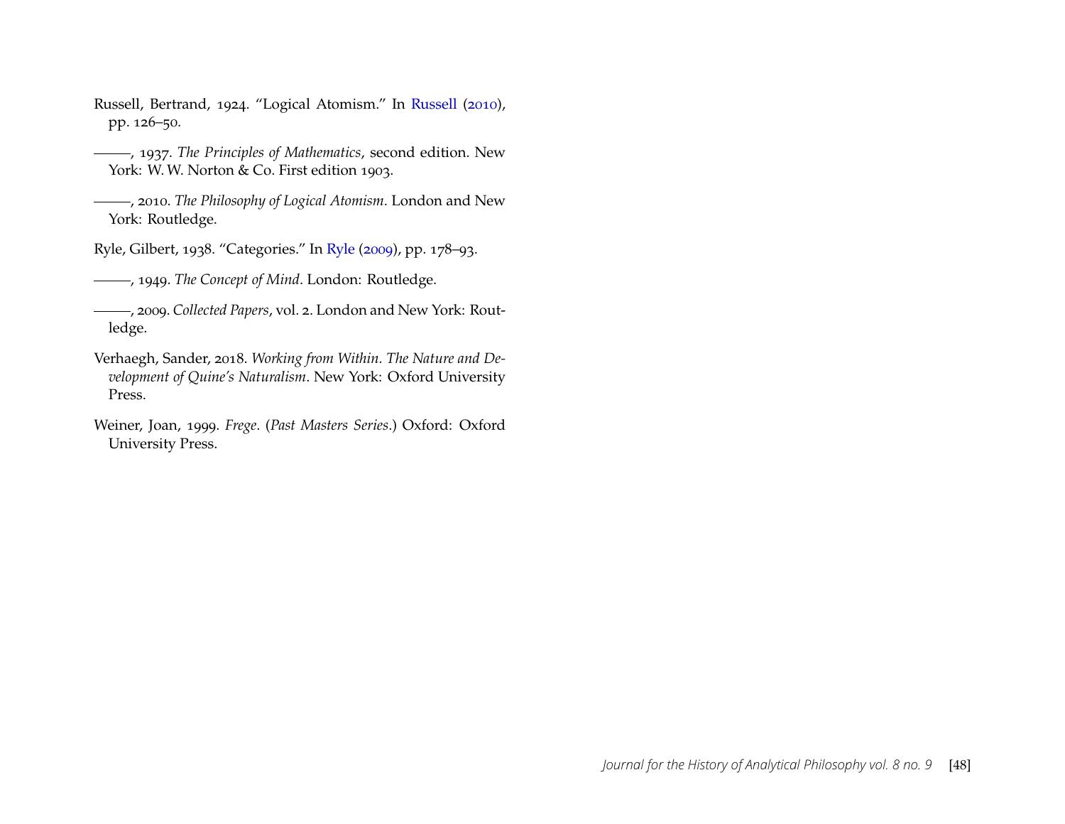Russell, Bertrand, 1924. "Logical Atomism." In Russell (2010), pp. 126–50.

———, 1937. *The Principles of Mathematics*, second edition. New York: W. W. Norton & Co. First edition 1903.

———, 2010. *The Philosophy of Logical Atomism*. London and New York: Routledge.

Ryle, Gilbert, 1938. "Categories." In Ryle (2009), pp. 178–93.

———, 1949. *The Concept of Mind*. London: Routledge.

———, 2009. *Collected Papers*, vol. 2. London and New York: Routledge.

Verhaegh, Sander, 2018. *Working from Within. The Nature and Development of Quine's Naturalism*. New York: Oxford University Press.

Weiner, Joan, 1999. *Frege*. (*Past Masters Series*.) Oxford: Oxford University Press.